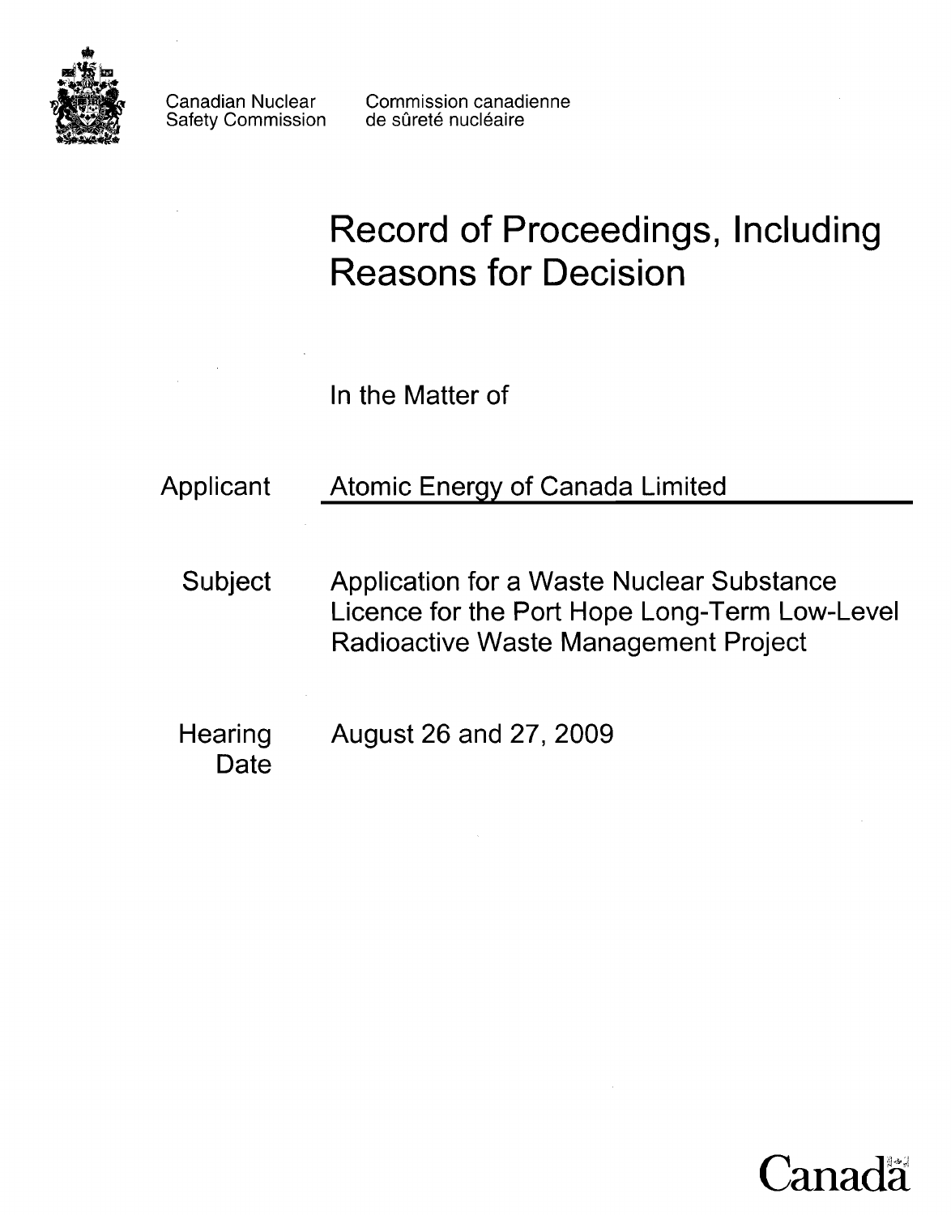Canadian Nuclear Safety Commission

Commission canadienne de sûreté nucléaire

# Record of Proceedings, Including Reasons for Decision

In the Matter of

| | |
|---|---|
| Applicant | Atomic Energy of Canada Limited |
| Subject | Application for a Waste Nuclear Substance Licence for the Port Hope Long-Term Low-Level Radioactive Waste Management Project |
| Hearing Date | August 26 and 27, 2009 |

Canada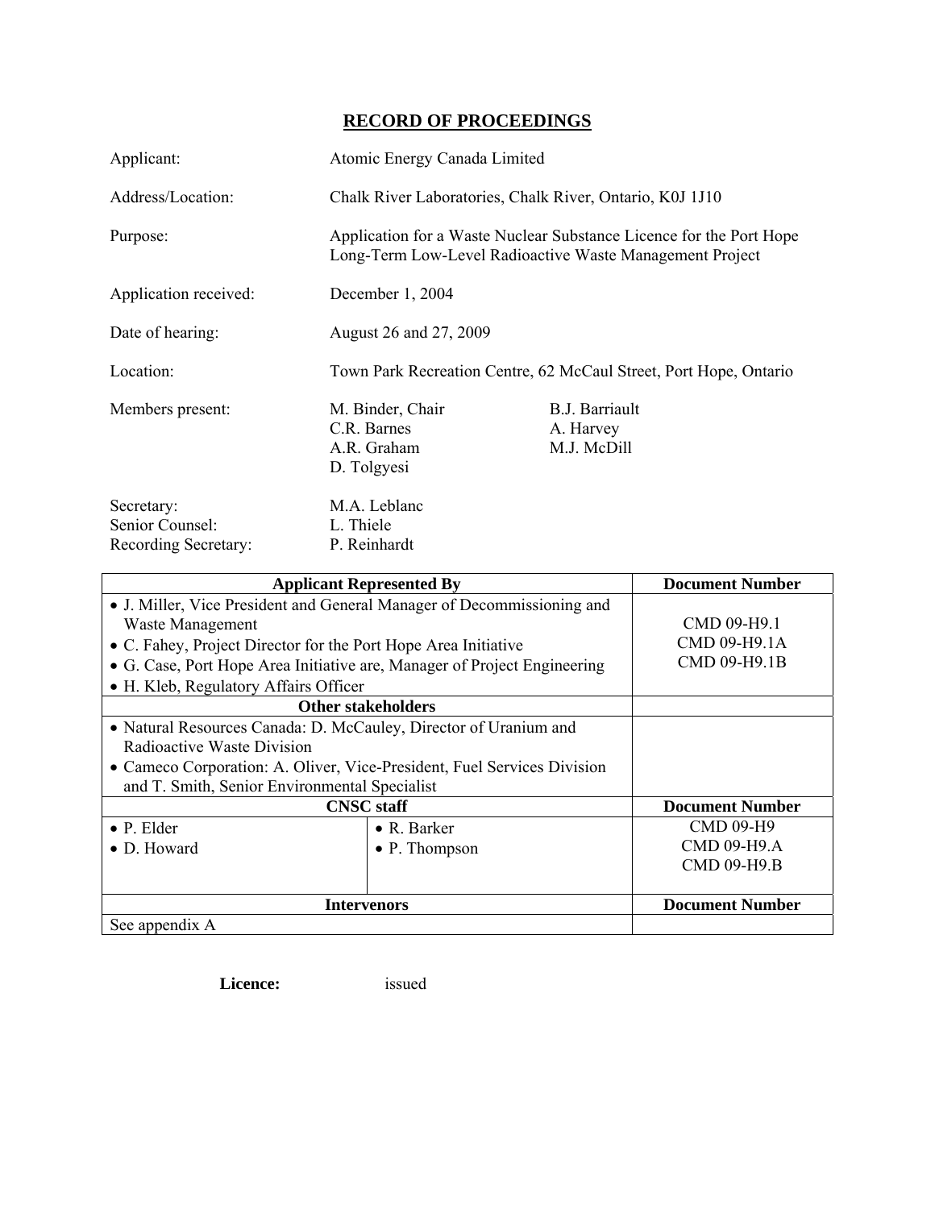# RECORD OF PROCEEDINGS

Applicant: Atomic Energy Canada Limited

Address/Location: Chalk River Laboratories, Chalk River, Ontario, K0J 1J10

Purpose: Application for a Waste Nuclear Substance Licence for the Port Hope Long-Term Low-Level Radioactive Waste Management Project

Application received: December 1, 2004

Date of hearing: August 26 and 27, 2009

Location: Town Park Recreation Centre, 62 McCaul Street, Port Hope, Ontario

Members present: M. Binder, Chair; C.R. Barnes; A.R. Graham; D. Tolgyesi; B.J. Barriault; A. Harvey; M.J. McDill

Secretary: M.A. Leblanc
Senior Counsel: L. Thiele
Recording Secretary: P. Reinhardt

| Applicant Represented By | | Document Number |
|---|---|---|
| • J. Miller, Vice President and General Manager of Decommissioning and Waste Management<br>• C. Fahey, Project Director for the Port Hope Area Initiative<br>• G. Case, Port Hope Area Initiative are, Manager of Project Engineering<br>• H. Kleb, Regulatory Affairs Officer | | CMD 09-H9.1<br>CMD 09-H9.1A<br>CMD 09-H9.1B |
| **Other stakeholders** | | |
| • Natural Resources Canada: D. McCauley, Director of Uranium and Radioactive Waste Division<br>• Cameco Corporation: A. Oliver, Vice-President, Fuel Services Division and T. Smith, Senior Environmental Specialist | | |
| **CNSC staff** | | **Document Number** |
| • P. Elder<br>• D. Howard | • R. Barker<br>• P. Thompson | CMD 09-H9<br>CMD 09-H9.A<br>CMD 09-H9.B |
| **Intervenors** | | **Document Number** |
| See appendix A | | |

**Licence:** issued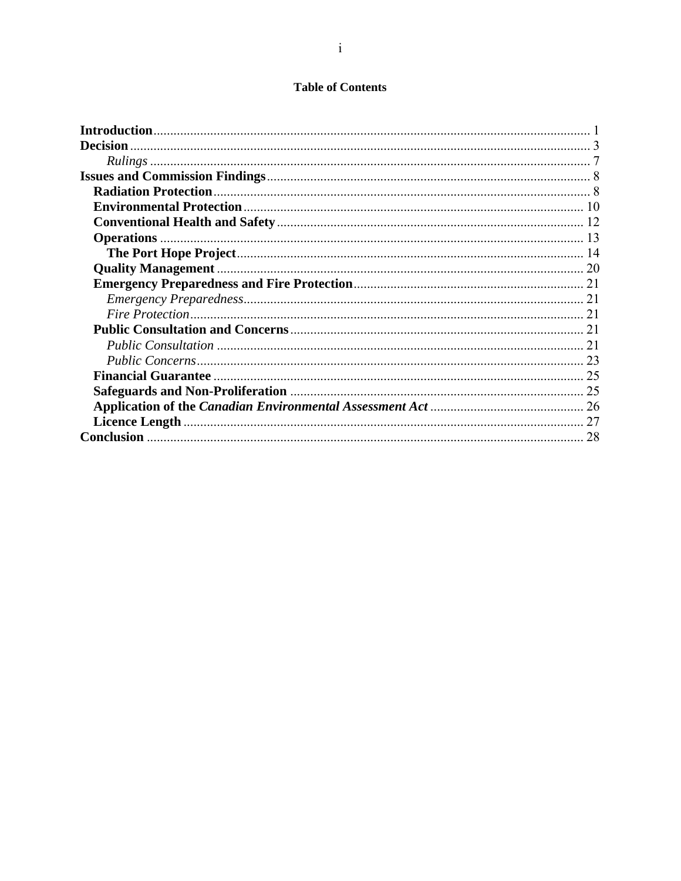# Table of Contents

**Introduction** ..... 1
**Decision** ..... 3
- *Rulings* ..... 7

**Issues and Commission Findings** ..... 8
- **Radiation Protection** ..... 8
- **Environmental Protection** ..... 10
- **Conventional Health and Safety** ..... 12
- **Operations** ..... 13
  - **The Port Hope Project** ..... 14
- **Quality Management** ..... 20
- **Emergency Preparedness and Fire Protection** ..... 21
  - *Emergency Preparedness* ..... 21
  - *Fire Protection* ..... 21
- **Public Consultation and Concerns** ..... 21
  - *Public Consultation* ..... 21
  - *Public Concerns* ..... 23
- **Financial Guarantee** ..... 25
- **Safeguards and Non-Proliferation** ..... 25
- **Application of the *Canadian Environmental Assessment Act*** ..... 26
- **Licence Length** ..... 27

**Conclusion** ..... 28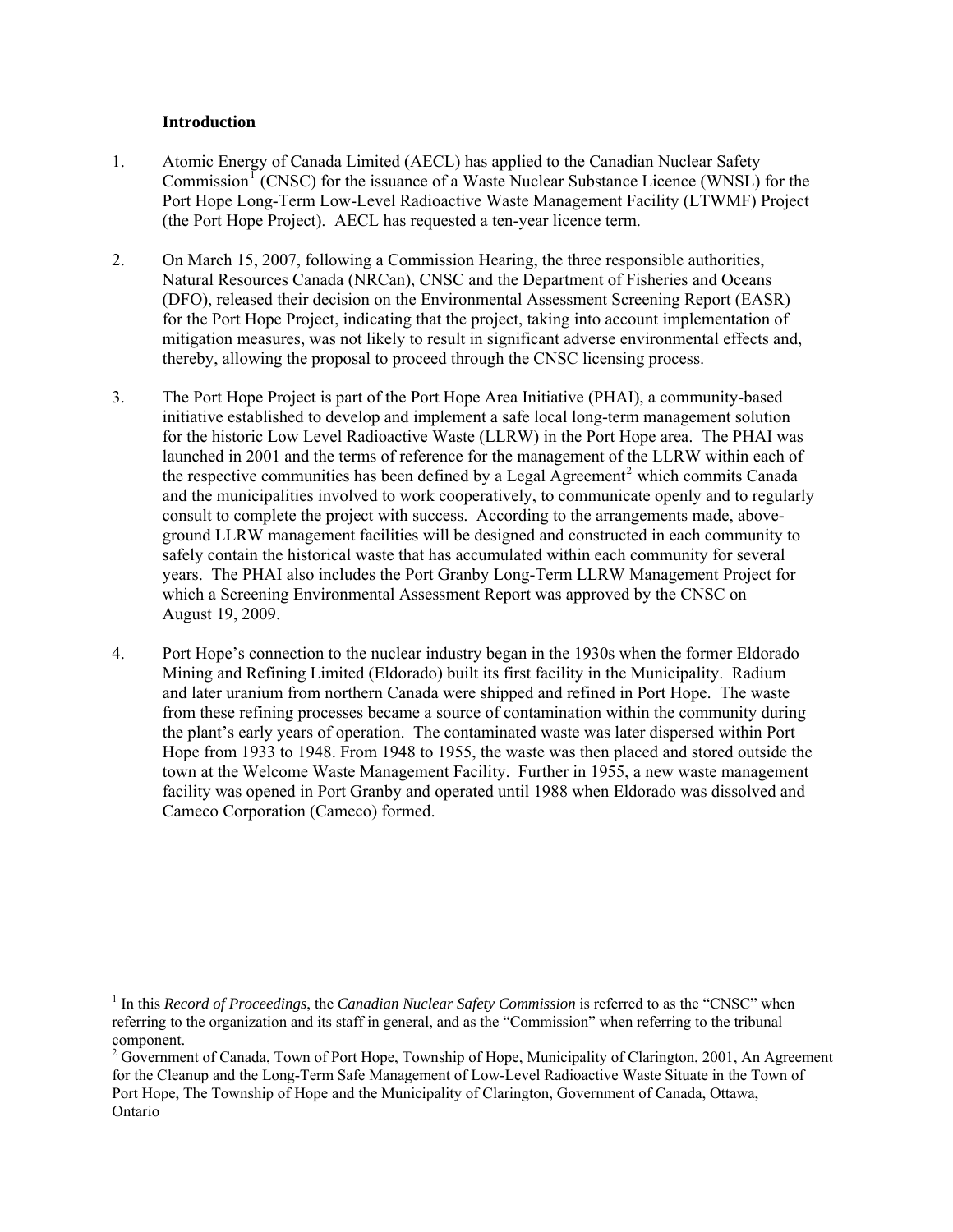## Introduction

1. Atomic Energy of Canada Limited (AECL) has applied to the Canadian Nuclear Safety Commission[1] (CNSC) for the issuance of a Waste Nuclear Substance Licence (WNSL) for the Port Hope Long-Term Low-Level Radioactive Waste Management Facility (LTWMF) Project (the Port Hope Project). AECL has requested a ten-year licence term.

2. On March 15, 2007, following a Commission Hearing, the three responsible authorities, Natural Resources Canada (NRCan), CNSC and the Department of Fisheries and Oceans (DFO), released their decision on the Environmental Assessment Screening Report (EASR) for the Port Hope Project, indicating that the project, taking into account implementation of mitigation measures, was not likely to result in significant adverse environmental effects and, thereby, allowing the proposal to proceed through the CNSC licensing process.

3. The Port Hope Project is part of the Port Hope Area Initiative (PHAI), a community-based initiative established to develop and implement a safe local long-term management solution for the historic Low Level Radioactive Waste (LLRW) in the Port Hope area. The PHAI was launched in 2001 and the terms of reference for the management of the LLRW within each of the respective communities has been defined by a Legal Agreement[2] which commits Canada and the municipalities involved to work cooperatively, to communicate openly and to regularly consult to complete the project with success. According to the arrangements made, above-ground LLRW management facilities will be designed and constructed in each community to safely contain the historical waste that has accumulated within each community for several years. The PHAI also includes the Port Granby Long-Term LLRW Management Project for which a Screening Environmental Assessment Report was approved by the CNSC on August 19, 2009.

4. Port Hope's connection to the nuclear industry began in the 1930s when the former Eldorado Mining and Refining Limited (Eldorado) built its first facility in the Municipality. Radium and later uranium from northern Canada were shipped and refined in Port Hope. The waste from these refining processes became a source of contamination within the community during the plant's early years of operation. The contaminated waste was later dispersed within Port Hope from 1933 to 1948. From 1948 to 1955, the waste was then placed and stored outside the town at the Welcome Waste Management Facility. Further in 1955, a new waste management facility was opened in Port Granby and operated until 1988 when Eldorado was dissolved and Cameco Corporation (Cameco) formed.

---

[1] In this *Record of Proceedings*, the *Canadian Nuclear Safety Commission* is referred to as the "CNSC" when referring to the organization and its staff in general, and as the "Commission" when referring to the tribunal component.

[2] Government of Canada, Town of Port Hope, Township of Hope, Municipality of Clarington, 2001, An Agreement for the Cleanup and the Long-Term Safe Management of Low-Level Radioactive Waste Situate in the Town of Port Hope, The Township of Hope and the Municipality of Clarington, Government of Canada, Ottawa, Ontario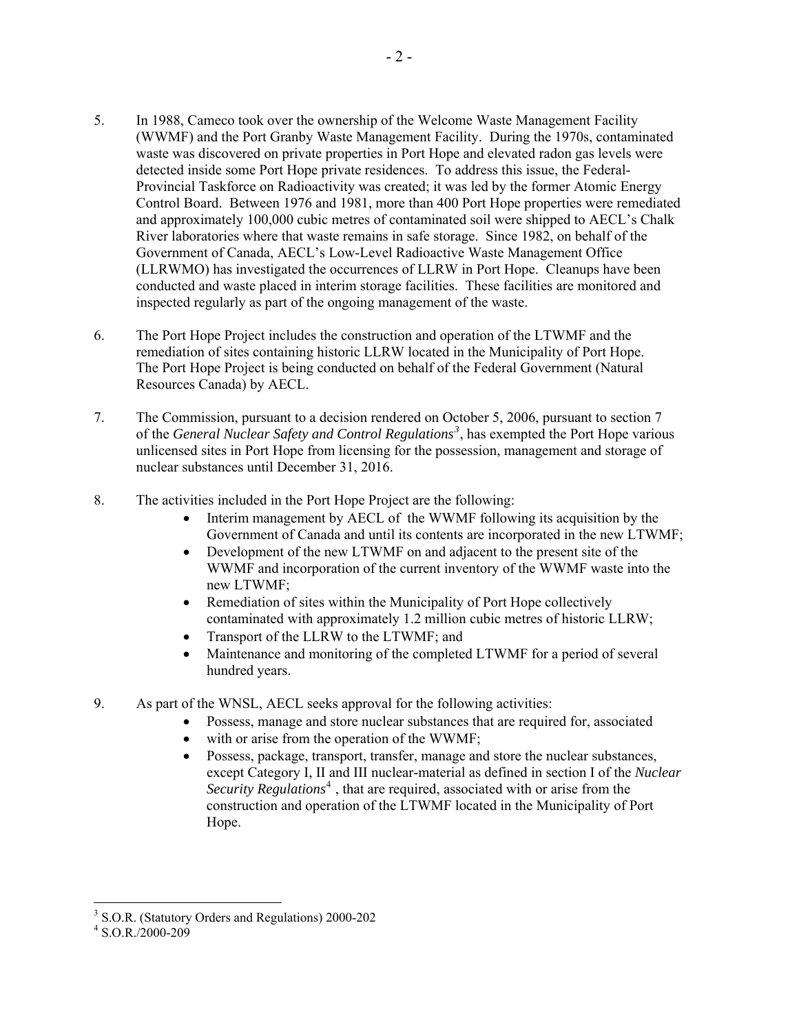5. In 1988, Cameco took over the ownership of the Welcome Waste Management Facility (WWMF) and the Port Granby Waste Management Facility. During the 1970s, contaminated waste was discovered on private properties in Port Hope and elevated radon gas levels were detected inside some Port Hope private residences. To address this issue, the Federal-Provincial Taskforce on Radioactivity was created; it was led by the former Atomic Energy Control Board. Between 1976 and 1981, more than 400 Port Hope properties were remediated and approximately 100,000 cubic metres of contaminated soil were shipped to AECL's Chalk River laboratories where that waste remains in safe storage. Since 1982, on behalf of the Government of Canada, AECL's Low-Level Radioactive Waste Management Office (LLRWMO) has investigated the occurrences of LLRW in Port Hope. Cleanups have been conducted and waste placed in interim storage facilities. These facilities are monitored and inspected regularly as part of the ongoing management of the waste.

6. The Port Hope Project includes the construction and operation of the LTWMF and the remediation of sites containing historic LLRW located in the Municipality of Port Hope. The Port Hope Project is being conducted on behalf of the Federal Government (Natural Resources Canada) by AECL.

7. The Commission, pursuant to a decision rendered on October 5, 2006, pursuant to section 7 of the *General Nuclear Safety and Control Regulations*[3], has exempted the Port Hope various unlicensed sites in Port Hope from licensing for the possession, management and storage of nuclear substances until December 31, 2016.

8. The activities included in the Port Hope Project are the following:
   - Interim management by AECL of the WWMF following its acquisition by the Government of Canada and until its contents are incorporated in the new LTWMF;
   - Development of the new LTWMF on and adjacent to the present site of the WWMF and incorporation of the current inventory of the WWMF waste into the new LTWMF;
   - Remediation of sites within the Municipality of Port Hope collectively contaminated with approximately 1.2 million cubic metres of historic LLRW;
   - Transport of the LLRW to the LTWMF; and
   - Maintenance and monitoring of the completed LTWMF for a period of several hundred years.

9. As part of the WNSL, AECL seeks approval for the following activities:
   - Possess, manage and store nuclear substances that are required for, associated
   - with or arise from the operation of the WWMF;
   - Possess, package, transport, transfer, manage and store the nuclear substances, except Category I, II and III nuclear-material as defined in section I of the *Nuclear Security Regulations*[4] , that are required, associated with or arise from the construction and operation of the LTWMF located in the Municipality of Port Hope.

---

[3] S.O.R. (Statutory Orders and Regulations) 2000-202

[4] S.O.R./2000-209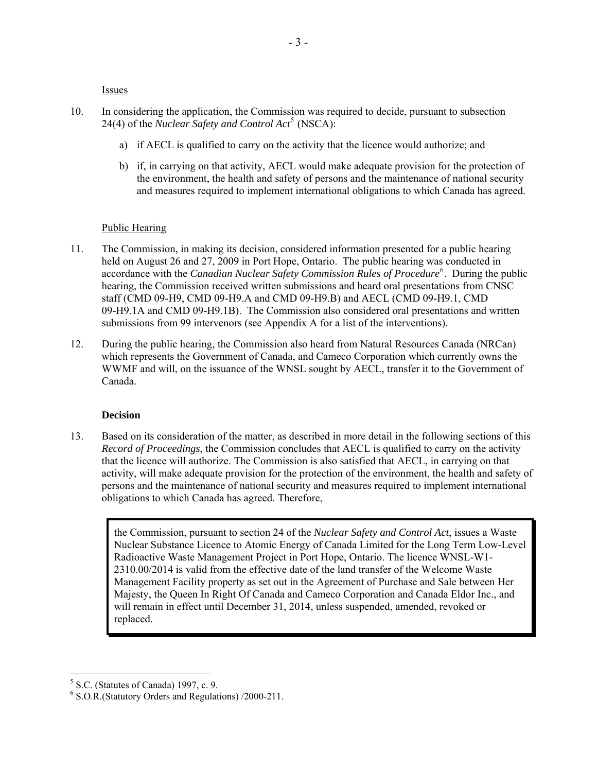Issues

10. In considering the application, the Commission was required to decide, pursuant to subsection 24(4) of the *Nuclear Safety and Control Act*[5] (NSCA):

    a) if AECL is qualified to carry on the activity that the licence would authorize; and

    b) if, in carrying on that activity, AECL would make adequate provision for the protection of the environment, the health and safety of persons and the maintenance of national security and measures required to implement international obligations to which Canada has agreed.

Public Hearing

11. The Commission, in making its decision, considered information presented for a public hearing held on August 26 and 27, 2009 in Port Hope, Ontario. The public hearing was conducted in accordance with the *Canadian Nuclear Safety Commission Rules of Procedure*[6]. During the public hearing, the Commission received written submissions and heard oral presentations from CNSC staff (CMD 09-H9, CMD 09-H9.A and CMD 09-H9.B) and AECL (CMD 09-H9.1, CMD 09-H9.1A and CMD 09-H9.1B). The Commission also considered oral presentations and written submissions from 99 intervenors (see Appendix A for a list of the interventions).

12. During the public hearing, the Commission also heard from Natural Resources Canada (NRCan) which represents the Government of Canada, and Cameco Corporation which currently owns the WWMF and will, on the issuance of the WNSL sought by AECL, transfer it to the Government of Canada.

**Decision**

13. Based on its consideration of the matter, as described in more detail in the following sections of this *Record of Proceedings*, the Commission concludes that AECL is qualified to carry on the activity that the licence will authorize. The Commission is also satisfied that AECL, in carrying on that activity, will make adequate provision for the protection of the environment, the health and safety of persons and the maintenance of national security and measures required to implement international obligations to which Canada has agreed. Therefore,

> the Commission, pursuant to section 24 of the *Nuclear Safety and Control Act*, issues a Waste Nuclear Substance Licence to Atomic Energy of Canada Limited for the Long Term Low-Level Radioactive Waste Management Project in Port Hope, Ontario. The licence WNSL-W1-2310.00/2014 is valid from the effective date of the land transfer of the Welcome Waste Management Facility property as set out in the Agreement of Purchase and Sale between Her Majesty, the Queen In Right Of Canada and Cameco Corporation and Canada Eldor Inc., and will remain in effect until December 31, 2014, unless suspended, amended, revoked or replaced.

---

[5] S.C. (Statutes of Canada) 1997, c. 9.

[6] S.O.R.(Statutory Orders and Regulations) /2000-211.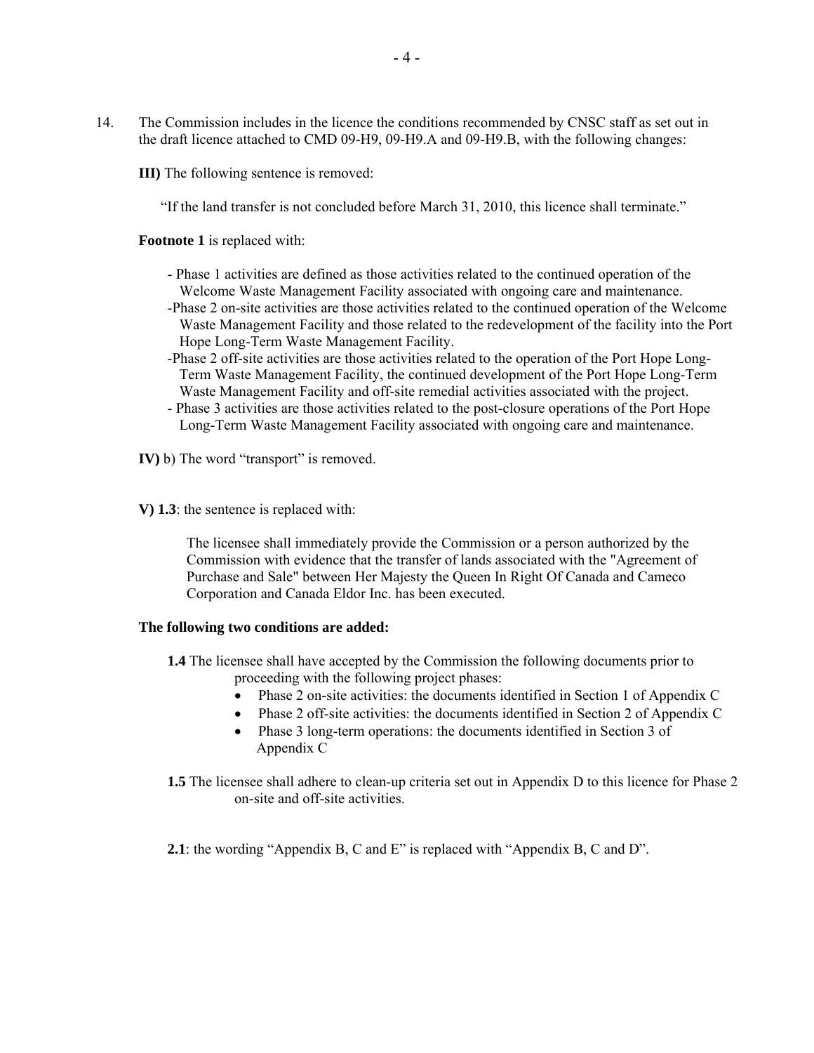14. The Commission includes in the licence the conditions recommended by CNSC staff as set out in the draft licence attached to CMD 09-H9, 09-H9.A and 09-H9.B, with the following changes:

**III)** The following sentence is removed:

"If the land transfer is not concluded before March 31, 2010, this licence shall terminate."

**Footnote 1** is replaced with:

- Phase 1 activities are defined as those activities related to the continued operation of the Welcome Waste Management Facility associated with ongoing care and maintenance.
- Phase 2 on-site activities are those activities related to the continued operation of the Welcome Waste Management Facility and those related to the redevelopment of the facility into the Port Hope Long-Term Waste Management Facility.
- Phase 2 off-site activities are those activities related to the operation of the Port Hope Long-Term Waste Management Facility, the continued development of the Port Hope Long-Term Waste Management Facility and off-site remedial activities associated with the project.
- Phase 3 activities are those activities related to the post-closure operations of the Port Hope Long-Term Waste Management Facility associated with ongoing care and maintenance.

**IV)** b) The word "transport" is removed.

**V) 1.3**: the sentence is replaced with:

The licensee shall immediately provide the Commission or a person authorized by the Commission with evidence that the transfer of lands associated with the "Agreement of Purchase and Sale" between Her Majesty the Queen In Right Of Canada and Cameco Corporation and Canada Eldor Inc. has been executed.

**The following two conditions are added:**

**1.4** The licensee shall have accepted by the Commission the following documents prior to proceeding with the following project phases:

- Phase 2 on-site activities: the documents identified in Section 1 of Appendix C
- Phase 2 off-site activities: the documents identified in Section 2 of Appendix C
- Phase 3 long-term operations: the documents identified in Section 3 of Appendix C

**1.5** The licensee shall adhere to clean-up criteria set out in Appendix D to this licence for Phase 2 on-site and off-site activities.

**2.1**: the wording "Appendix B, C and E" is replaced with "Appendix B, C and D".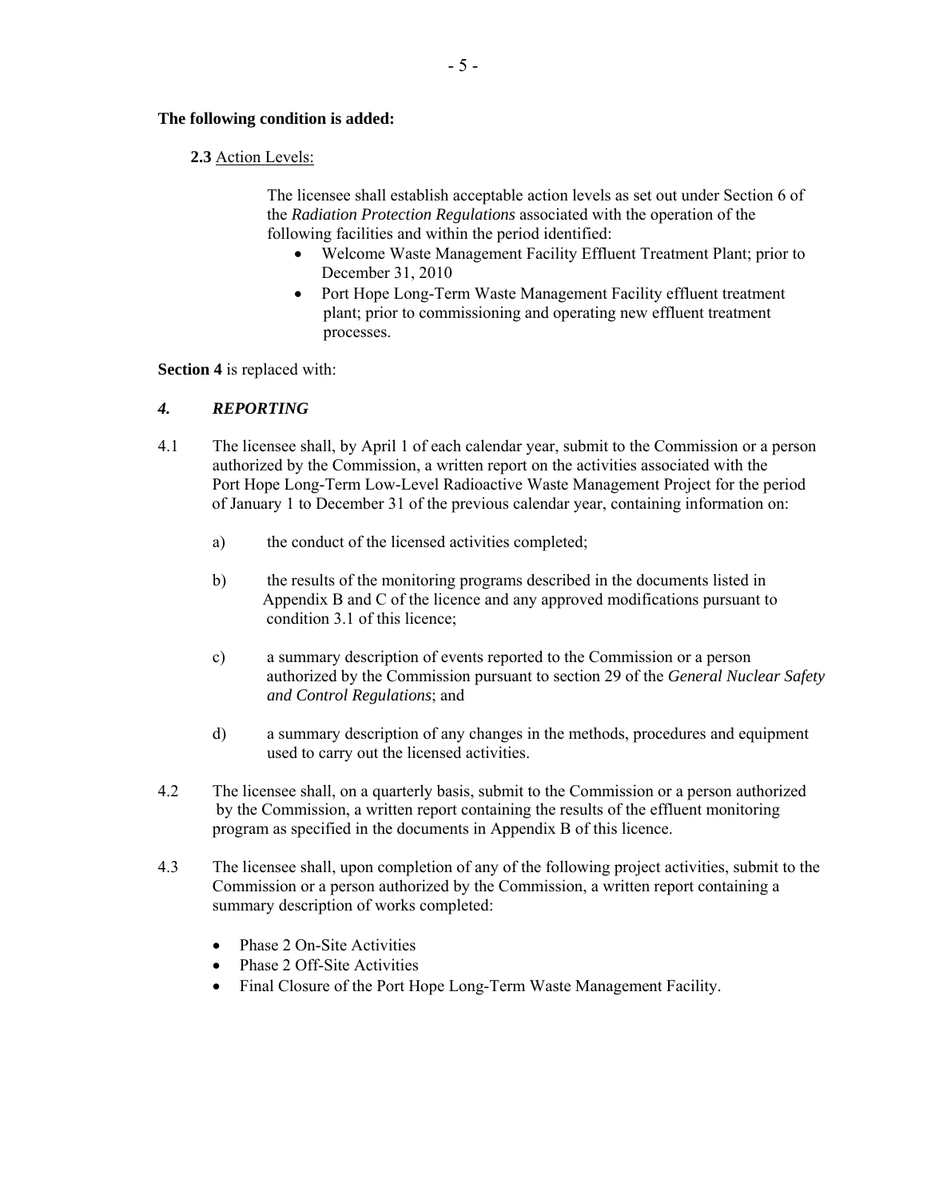**The following condition is added:**

**2.3** Action Levels:

The licensee shall establish acceptable action levels as set out under Section 6 of the *Radiation Protection Regulations* associated with the operation of the following facilities and within the period identified:

- Welcome Waste Management Facility Effluent Treatment Plant; prior to December 31, 2010
- Port Hope Long-Term Waste Management Facility effluent treatment plant; prior to commissioning and operating new effluent treatment processes.

**Section 4** is replaced with:

### *4. REPORTING*

4.1 The licensee shall, by April 1 of each calendar year, submit to the Commission or a person authorized by the Commission, a written report on the activities associated with the Port Hope Long-Term Low-Level Radioactive Waste Management Project for the period of January 1 to December 31 of the previous calendar year, containing information on:

a) the conduct of the licensed activities completed;

b) the results of the monitoring programs described in the documents listed in Appendix B and C of the licence and any approved modifications pursuant to condition 3.1 of this licence;

c) a summary description of events reported to the Commission or a person authorized by the Commission pursuant to section 29 of the *General Nuclear Safety and Control Regulations*; and

d) a summary description of any changes in the methods, procedures and equipment used to carry out the licensed activities.

4.2 The licensee shall, on a quarterly basis, submit to the Commission or a person authorized by the Commission, a written report containing the results of the effluent monitoring program as specified in the documents in Appendix B of this licence.

4.3 The licensee shall, upon completion of any of the following project activities, submit to the Commission or a person authorized by the Commission, a written report containing a summary description of works completed:

- Phase 2 On-Site Activities
- Phase 2 Off-Site Activities
- Final Closure of the Port Hope Long-Term Waste Management Facility.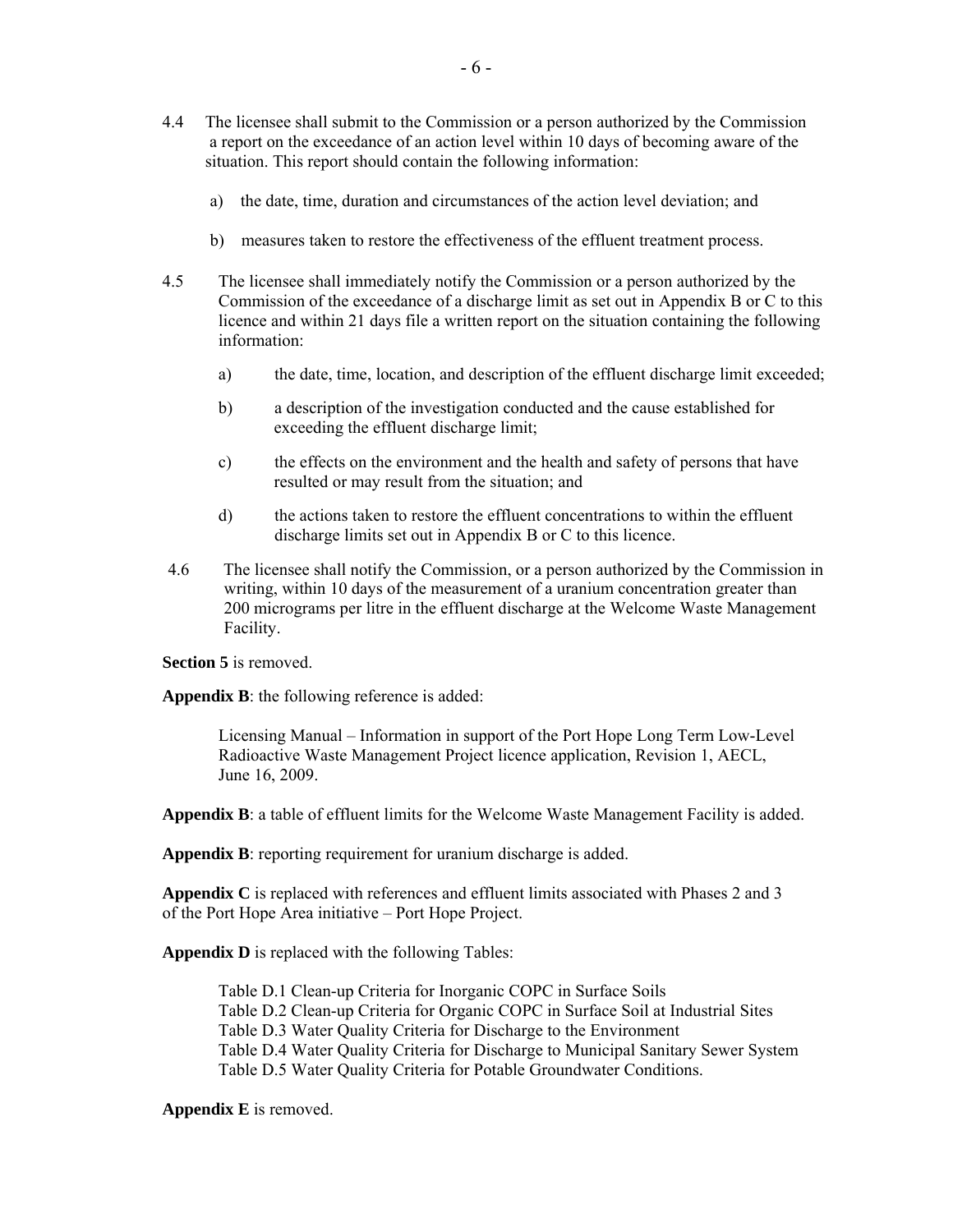4.4 The licensee shall submit to the Commission or a person authorized by the Commission a report on the exceedance of an action level within 10 days of becoming aware of the situation. This report should contain the following information:

a) the date, time, duration and circumstances of the action level deviation; and

b) measures taken to restore the effectiveness of the effluent treatment process.

4.5 The licensee shall immediately notify the Commission or a person authorized by the Commission of the exceedance of a discharge limit as set out in Appendix B or C to this licence and within 21 days file a written report on the situation containing the following information:

a) the date, time, location, and description of the effluent discharge limit exceeded;

b) a description of the investigation conducted and the cause established for exceeding the effluent discharge limit;

c) the effects on the environment and the health and safety of persons that have resulted or may result from the situation; and

d) the actions taken to restore the effluent concentrations to within the effluent discharge limits set out in Appendix B or C to this licence.

4.6 The licensee shall notify the Commission, or a person authorized by the Commission in writing, within 10 days of the measurement of a uranium concentration greater than 200 micrograms per litre in the effluent discharge at the Welcome Waste Management Facility.

**Section 5** is removed.

**Appendix B**: the following reference is added:

Licensing Manual – Information in support of the Port Hope Long Term Low-Level Radioactive Waste Management Project licence application, Revision 1, AECL, June 16, 2009.

**Appendix B**: a table of effluent limits for the Welcome Waste Management Facility is added.

**Appendix B**: reporting requirement for uranium discharge is added.

**Appendix C** is replaced with references and effluent limits associated with Phases 2 and 3 of the Port Hope Area initiative – Port Hope Project.

**Appendix D** is replaced with the following Tables:

Table D.1 Clean-up Criteria for Inorganic COPC in Surface Soils
Table D.2 Clean-up Criteria for Organic COPC in Surface Soil at Industrial Sites
Table D.3 Water Quality Criteria for Discharge to the Environment
Table D.4 Water Quality Criteria for Discharge to Municipal Sanitary Sewer System
Table D.5 Water Quality Criteria for Potable Groundwater Conditions.

**Appendix E** is removed.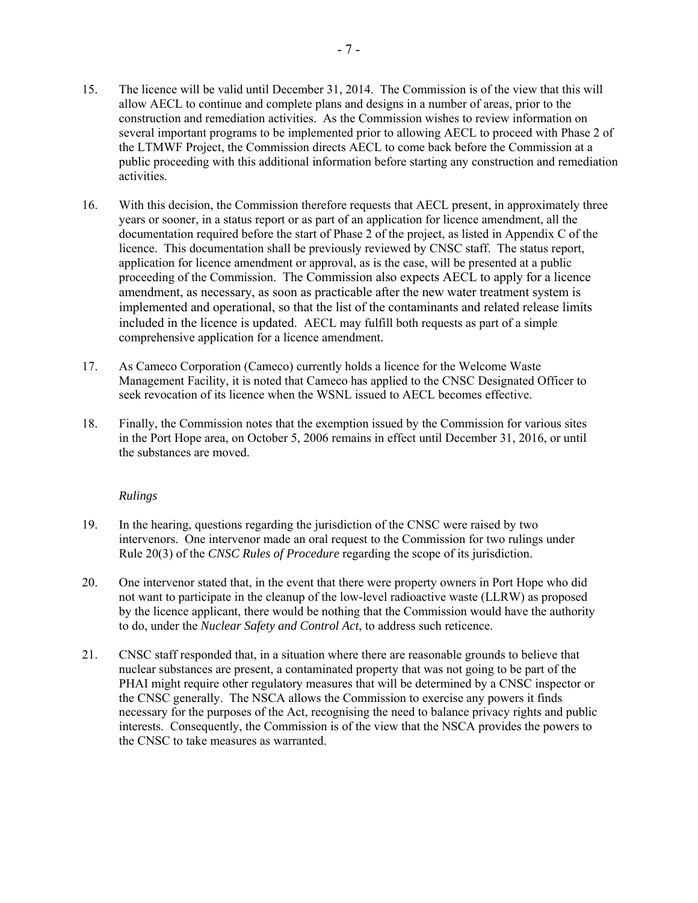15. The licence will be valid until December 31, 2014. The Commission is of the view that this will allow AECL to continue and complete plans and designs in a number of areas, prior to the construction and remediation activities. As the Commission wishes to review information on several important programs to be implemented prior to allowing AECL to proceed with Phase 2 of the LTMWF Project, the Commission directs AECL to come back before the Commission at a public proceeding with this additional information before starting any construction and remediation activities.

16. With this decision, the Commission therefore requests that AECL present, in approximately three years or sooner, in a status report or as part of an application for licence amendment, all the documentation required before the start of Phase 2 of the project, as listed in Appendix C of the licence. This documentation shall be previously reviewed by CNSC staff. The status report, application for licence amendment or approval, as is the case, will be presented at a public proceeding of the Commission. The Commission also expects AECL to apply for a licence amendment, as necessary, as soon as practicable after the new water treatment system is implemented and operational, so that the list of the contaminants and related release limits included in the licence is updated. AECL may fulfill both requests as part of a simple comprehensive application for a licence amendment.

17. As Cameco Corporation (Cameco) currently holds a licence for the Welcome Waste Management Facility, it is noted that Cameco has applied to the CNSC Designated Officer to seek revocation of its licence when the WSNL issued to AECL becomes effective.

18. Finally, the Commission notes that the exemption issued by the Commission for various sites in the Port Hope area, on October 5, 2006 remains in effect until December 31, 2016, or until the substances are moved.

*Rulings*

19. In the hearing, questions regarding the jurisdiction of the CNSC were raised by two intervenors. One intervenor made an oral request to the Commission for two rulings under Rule 20(3) of the *CNSC Rules of Procedure* regarding the scope of its jurisdiction.

20. One intervenor stated that, in the event that there were property owners in Port Hope who did not want to participate in the cleanup of the low-level radioactive waste (LLRW) as proposed by the licence applicant, there would be nothing that the Commission would have the authority to do, under the *Nuclear Safety and Control Act*, to address such reticence.

21. CNSC staff responded that, in a situation where there are reasonable grounds to believe that nuclear substances are present, a contaminated property that was not going to be part of the PHAI might require other regulatory measures that will be determined by a CNSC inspector or the CNSC generally. The NSCA allows the Commission to exercise any powers it finds necessary for the purposes of the Act, recognising the need to balance privacy rights and public interests. Consequently, the Commission is of the view that the NSCA provides the powers to the CNSC to take measures as warranted.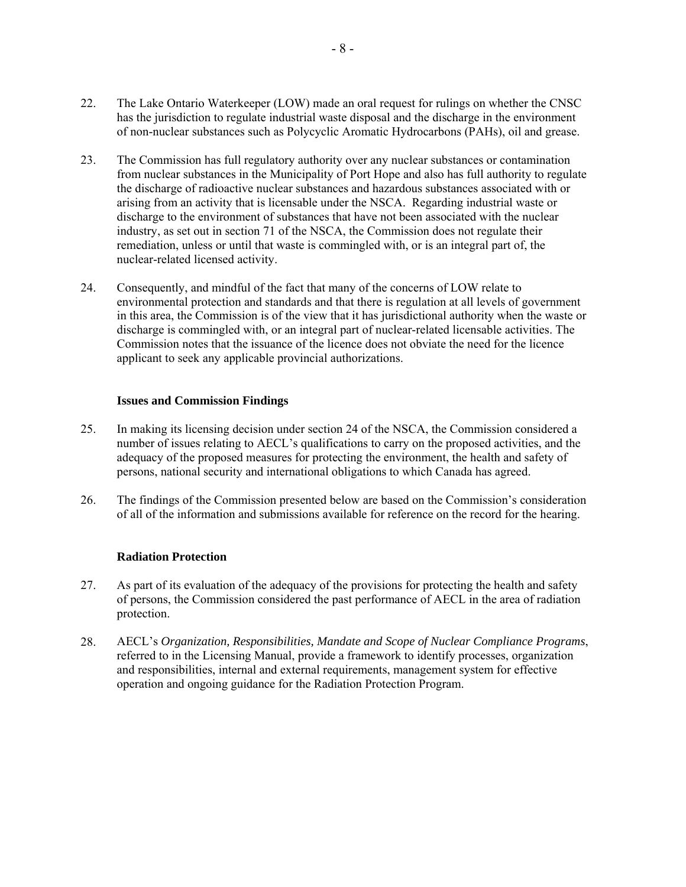22. The Lake Ontario Waterkeeper (LOW) made an oral request for rulings on whether the CNSC has the jurisdiction to regulate industrial waste disposal and the discharge in the environment of non-nuclear substances such as Polycyclic Aromatic Hydrocarbons (PAHs), oil and grease.

23. The Commission has full regulatory authority over any nuclear substances or contamination from nuclear substances in the Municipality of Port Hope and also has full authority to regulate the discharge of radioactive nuclear substances and hazardous substances associated with or arising from an activity that is licensable under the NSCA. Regarding industrial waste or discharge to the environment of substances that have not been associated with the nuclear industry, as set out in section 71 of the NSCA, the Commission does not regulate their remediation, unless or until that waste is commingled with, or is an integral part of, the nuclear-related licensed activity.

24. Consequently, and mindful of the fact that many of the concerns of LOW relate to environmental protection and standards and that there is regulation at all levels of government in this area, the Commission is of the view that it has jurisdictional authority when the waste or discharge is commingled with, or an integral part of nuclear-related licensable activities. The Commission notes that the issuance of the licence does not obviate the need for the licence applicant to seek any applicable provincial authorizations.

### Issues and Commission Findings

25. In making its licensing decision under section 24 of the NSCA, the Commission considered a number of issues relating to AECL's qualifications to carry on the proposed activities, and the adequacy of the proposed measures for protecting the environment, the health and safety of persons, national security and international obligations to which Canada has agreed.

26. The findings of the Commission presented below are based on the Commission's consideration of all of the information and submissions available for reference on the record for the hearing.

### Radiation Protection

27. As part of its evaluation of the adequacy of the provisions for protecting the health and safety of persons, the Commission considered the past performance of AECL in the area of radiation protection.

28. AECL's *Organization, Responsibilities, Mandate and Scope of Nuclear Compliance Programs*, referred to in the Licensing Manual, provide a framework to identify processes, organization and responsibilities, internal and external requirements, management system for effective operation and ongoing guidance for the Radiation Protection Program.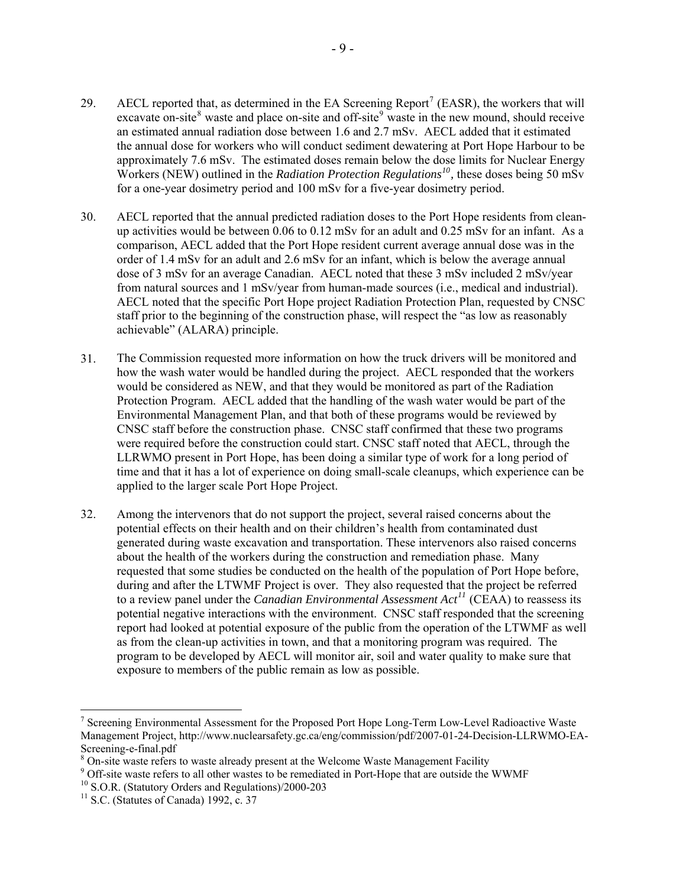29. AECL reported that, as determined in the EA Screening Report[7] (EASR), the workers that will excavate on-site[8] waste and place on-site and off-site[9] waste in the new mound, should receive an estimated annual radiation dose between 1.6 and 2.7 mSv. AECL added that it estimated the annual dose for workers who will conduct sediment dewatering at Port Hope Harbour to be approximately 7.6 mSv. The estimated doses remain below the dose limits for Nuclear Energy Workers (NEW) outlined in the *Radiation Protection Regulations*[10], these doses being 50 mSv for a one-year dosimetry period and 100 mSv for a five-year dosimetry period.

30. AECL reported that the annual predicted radiation doses to the Port Hope residents from clean-up activities would be between 0.06 to 0.12 mSv for an adult and 0.25 mSv for an infant. As a comparison, AECL added that the Port Hope resident current average annual dose was in the order of 1.4 mSv for an adult and 2.6 mSv for an infant, which is below the average annual dose of 3 mSv for an average Canadian. AECL noted that these 3 mSv included 2 mSv/year from natural sources and 1 mSv/year from human-made sources (i.e., medical and industrial). AECL noted that the specific Port Hope project Radiation Protection Plan, requested by CNSC staff prior to the beginning of the construction phase, will respect the "as low as reasonably achievable" (ALARA) principle.

31. The Commission requested more information on how the truck drivers will be monitored and how the wash water would be handled during the project. AECL responded that the workers would be considered as NEW, and that they would be monitored as part of the Radiation Protection Program. AECL added that the handling of the wash water would be part of the Environmental Management Plan, and that both of these programs would be reviewed by CNSC staff before the construction phase. CNSC staff confirmed that these two programs were required before the construction could start. CNSC staff noted that AECL, through the LLRWMO present in Port Hope, has been doing a similar type of work for a long period of time and that it has a lot of experience on doing small-scale cleanups, which experience can be applied to the larger scale Port Hope Project.

32. Among the intervenors that do not support the project, several raised concerns about the potential effects on their health and on their children's health from contaminated dust generated during waste excavation and transportation. These intervenors also raised concerns about the health of the workers during the construction and remediation phase. Many requested that some studies be conducted on the health of the population of Port Hope before, during and after the LTWMF Project is over. They also requested that the project be referred to a review panel under the *Canadian Environmental Assessment Act*[11] (CEAA) to reassess its potential negative interactions with the environment. CNSC staff responded that the screening report had looked at potential exposure of the public from the operation of the LTWMF as well as from the clean-up activities in town, and that a monitoring program was required. The program to be developed by AECL will monitor air, soil and water quality to make sure that exposure to members of the public remain as low as possible.

---

[7] Screening Environmental Assessment for the Proposed Port Hope Long-Term Low-Level Radioactive Waste Management Project, http://www.nuclearsafety.gc.ca/eng/commission/pdf/2007-01-24-Decision-LLRWMO-EA-Screening-e-final.pdf

[8] On-site waste refers to waste already present at the Welcome Waste Management Facility

[9] Off-site waste refers to all other wastes to be remediated in Port-Hope that are outside the WWMF

[10] S.O.R. (Statutory Orders and Regulations)/2000-203

[11] S.C. (Statutes of Canada) 1992, c. 37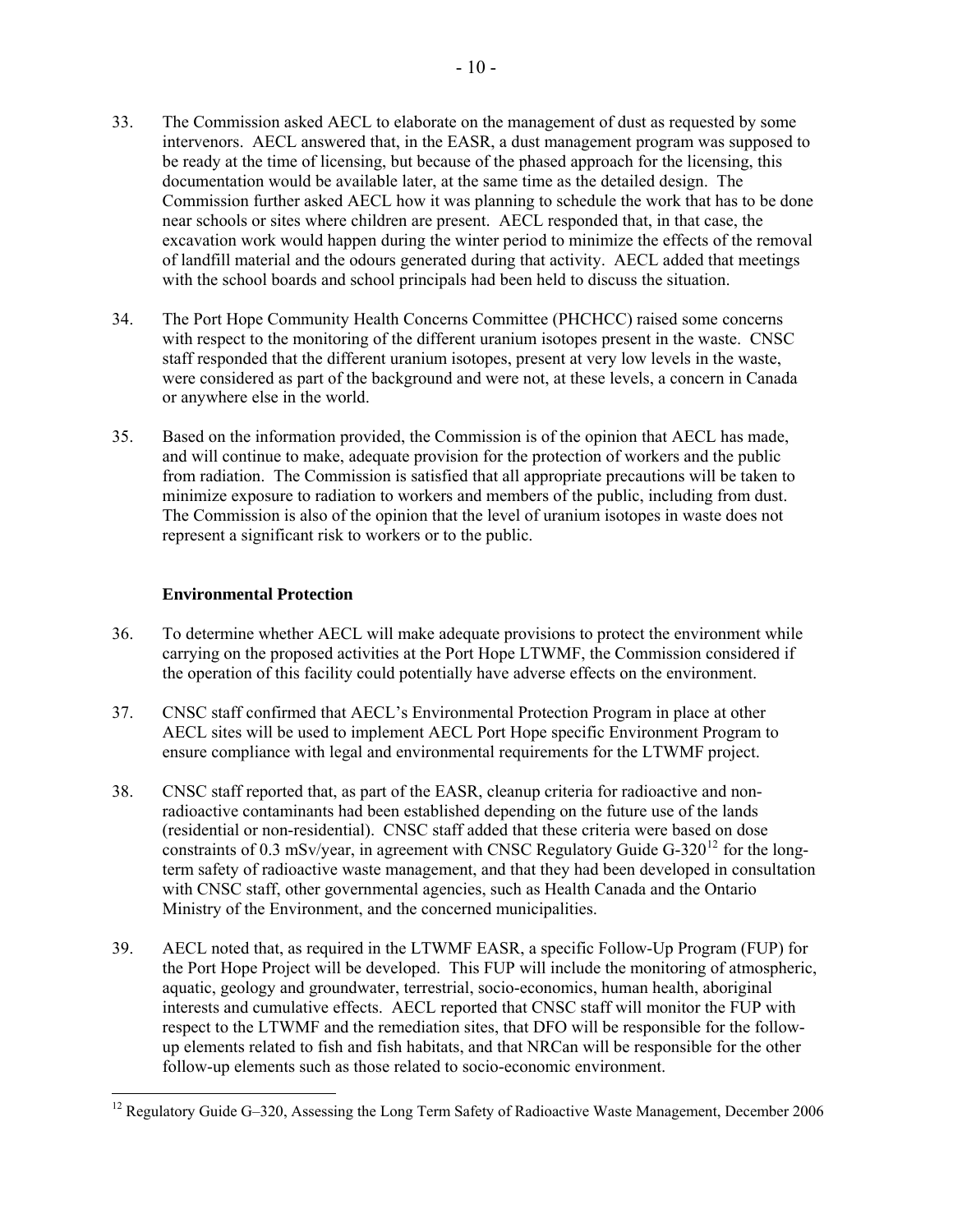33. The Commission asked AECL to elaborate on the management of dust as requested by some intervenors. AECL answered that, in the EASR, a dust management program was supposed to be ready at the time of licensing, but because of the phased approach for the licensing, this documentation would be available later, at the same time as the detailed design. The Commission further asked AECL how it was planning to schedule the work that has to be done near schools or sites where children are present. AECL responded that, in that case, the excavation work would happen during the winter period to minimize the effects of the removal of landfill material and the odours generated during that activity. AECL added that meetings with the school boards and school principals had been held to discuss the situation.

34. The Port Hope Community Health Concerns Committee (PHCHCC) raised some concerns with respect to the monitoring of the different uranium isotopes present in the waste. CNSC staff responded that the different uranium isotopes, present at very low levels in the waste, were considered as part of the background and were not, at these levels, a concern in Canada or anywhere else in the world.

35. Based on the information provided, the Commission is of the opinion that AECL has made, and will continue to make, adequate provision for the protection of workers and the public from radiation. The Commission is satisfied that all appropriate precautions will be taken to minimize exposure to radiation to workers and members of the public, including from dust. The Commission is also of the opinion that the level of uranium isotopes in waste does not represent a significant risk to workers or to the public.

### Environmental Protection

36. To determine whether AECL will make adequate provisions to protect the environment while carrying on the proposed activities at the Port Hope LTWMF, the Commission considered if the operation of this facility could potentially have adverse effects on the environment.

37. CNSC staff confirmed that AECL's Environmental Protection Program in place at other AECL sites will be used to implement AECL Port Hope specific Environment Program to ensure compliance with legal and environmental requirements for the LTWMF project.

38. CNSC staff reported that, as part of the EASR, cleanup criteria for radioactive and non-radioactive contaminants had been established depending on the future use of the lands (residential or non-residential). CNSC staff added that these criteria were based on dose constraints of 0.3 mSv/year, in agreement with CNSC Regulatory Guide G-320[12] for the long-term safety of radioactive waste management, and that they had been developed in consultation with CNSC staff, other governmental agencies, such as Health Canada and the Ontario Ministry of the Environment, and the concerned municipalities.

39. AECL noted that, as required in the LTWMF EASR, a specific Follow-Up Program (FUP) for the Port Hope Project will be developed. This FUP will include the monitoring of atmospheric, aquatic, geology and groundwater, terrestrial, socio-economics, human health, aboriginal interests and cumulative effects. AECL reported that CNSC staff will monitor the FUP with respect to the LTWMF and the remediation sites, that DFO will be responsible for the follow-up elements related to fish and fish habitats, and that NRCan will be responsible for the other follow-up elements such as those related to socio-economic environment.

---

[12] Regulatory Guide G–320, Assessing the Long Term Safety of Radioactive Waste Management, December 2006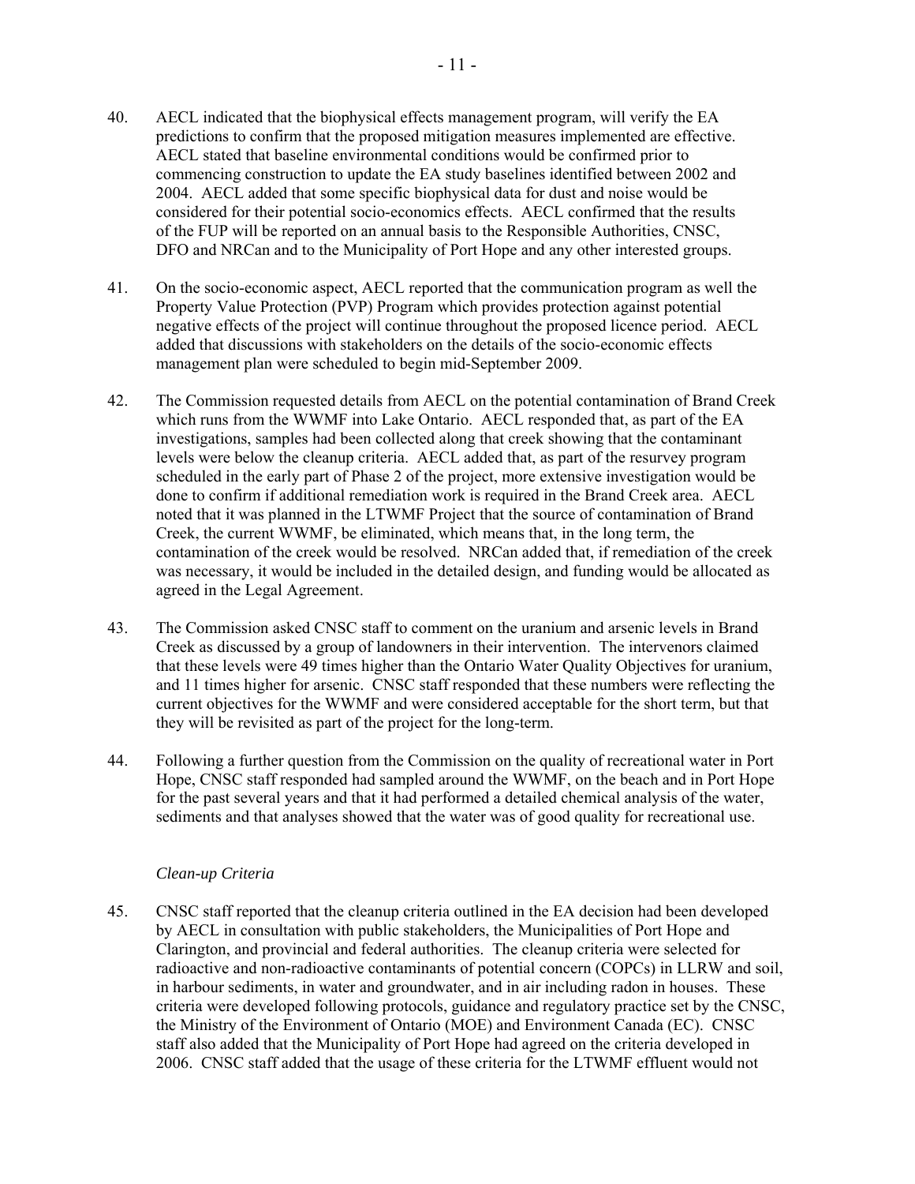40. AECL indicated that the biophysical effects management program, will verify the EA predictions to confirm that the proposed mitigation measures implemented are effective. AECL stated that baseline environmental conditions would be confirmed prior to commencing construction to update the EA study baselines identified between 2002 and 2004. AECL added that some specific biophysical data for dust and noise would be considered for their potential socio-economics effects. AECL confirmed that the results of the FUP will be reported on an annual basis to the Responsible Authorities, CNSC, DFO and NRCan and to the Municipality of Port Hope and any other interested groups.

41. On the socio-economic aspect, AECL reported that the communication program as well the Property Value Protection (PVP) Program which provides protection against potential negative effects of the project will continue throughout the proposed licence period. AECL added that discussions with stakeholders on the details of the socio-economic effects management plan were scheduled to begin mid-September 2009.

42. The Commission requested details from AECL on the potential contamination of Brand Creek which runs from the WWMF into Lake Ontario. AECL responded that, as part of the EA investigations, samples had been collected along that creek showing that the contaminant levels were below the cleanup criteria. AECL added that, as part of the resurvey program scheduled in the early part of Phase 2 of the project, more extensive investigation would be done to confirm if additional remediation work is required in the Brand Creek area. AECL noted that it was planned in the LTWMF Project that the source of contamination of Brand Creek, the current WWMF, be eliminated, which means that, in the long term, the contamination of the creek would be resolved. NRCan added that, if remediation of the creek was necessary, it would be included in the detailed design, and funding would be allocated as agreed in the Legal Agreement.

43. The Commission asked CNSC staff to comment on the uranium and arsenic levels in Brand Creek as discussed by a group of landowners in their intervention. The intervenors claimed that these levels were 49 times higher than the Ontario Water Quality Objectives for uranium, and 11 times higher for arsenic. CNSC staff responded that these numbers were reflecting the current objectives for the WWMF and were considered acceptable for the short term, but that they will be revisited as part of the project for the long-term.

44. Following a further question from the Commission on the quality of recreational water in Port Hope, CNSC staff responded had sampled around the WWMF, on the beach and in Port Hope for the past several years and that it had performed a detailed chemical analysis of the water, sediments and that analyses showed that the water was of good quality for recreational use.

*Clean-up Criteria*

45. CNSC staff reported that the cleanup criteria outlined in the EA decision had been developed by AECL in consultation with public stakeholders, the Municipalities of Port Hope and Clarington, and provincial and federal authorities. The cleanup criteria were selected for radioactive and non-radioactive contaminants of potential concern (COPCs) in LLRW and soil, in harbour sediments, in water and groundwater, and in air including radon in houses. These criteria were developed following protocols, guidance and regulatory practice set by the CNSC, the Ministry of the Environment of Ontario (MOE) and Environment Canada (EC). CNSC staff also added that the Municipality of Port Hope had agreed on the criteria developed in 2006. CNSC staff added that the usage of these criteria for the LTWMF effluent would not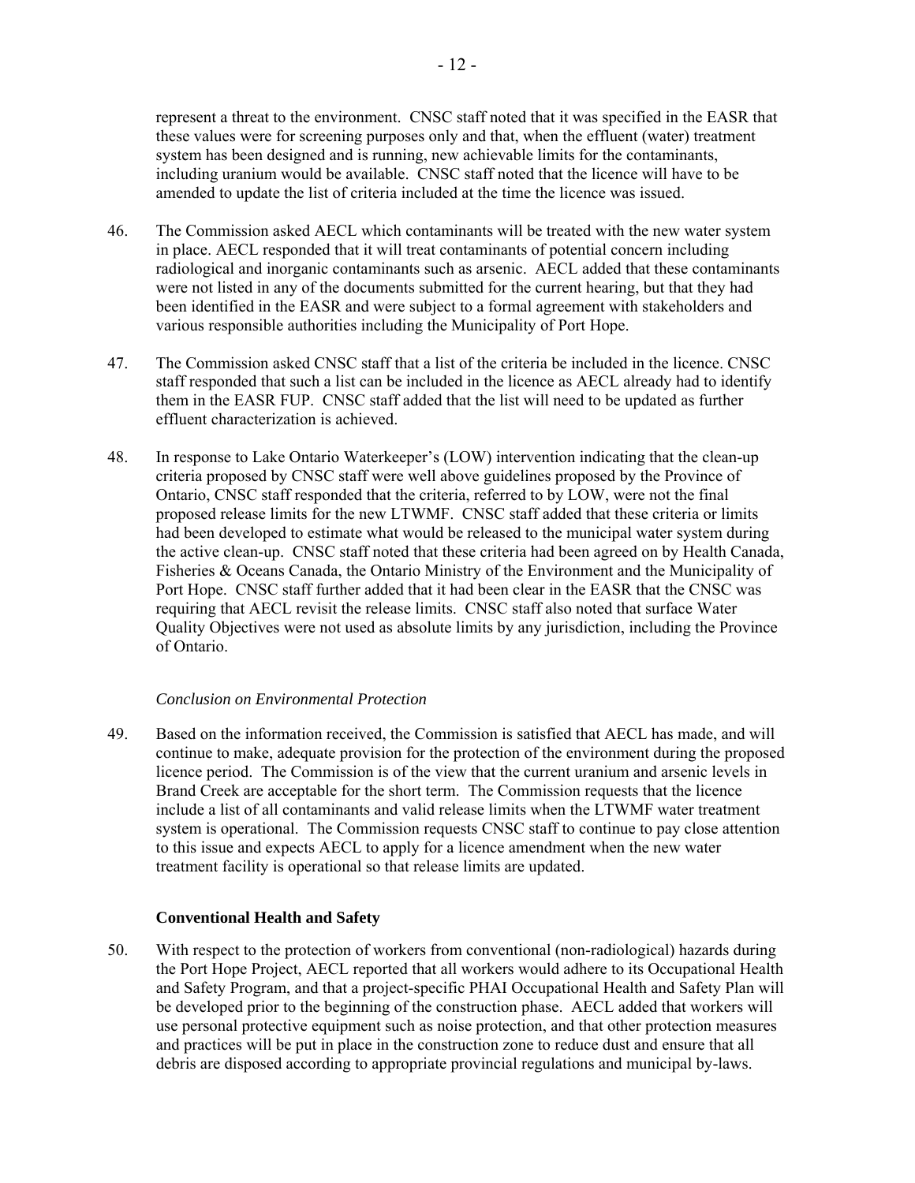represent a threat to the environment. CNSC staff noted that it was specified in the EASR that these values were for screening purposes only and that, when the effluent (water) treatment system has been designed and is running, new achievable limits for the contaminants, including uranium would be available. CNSC staff noted that the licence will have to be amended to update the list of criteria included at the time the licence was issued.

46. The Commission asked AECL which contaminants will be treated with the new water system in place. AECL responded that it will treat contaminants of potential concern including radiological and inorganic contaminants such as arsenic. AECL added that these contaminants were not listed in any of the documents submitted for the current hearing, but that they had been identified in the EASR and were subject to a formal agreement with stakeholders and various responsible authorities including the Municipality of Port Hope.

47. The Commission asked CNSC staff that a list of the criteria be included in the licence. CNSC staff responded that such a list can be included in the licence as AECL already had to identify them in the EASR FUP. CNSC staff added that the list will need to be updated as further effluent characterization is achieved.

48. In response to Lake Ontario Waterkeeper's (LOW) intervention indicating that the clean-up criteria proposed by CNSC staff were well above guidelines proposed by the Province of Ontario, CNSC staff responded that the criteria, referred to by LOW, were not the final proposed release limits for the new LTWMF. CNSC staff added that these criteria or limits had been developed to estimate what would be released to the municipal water system during the active clean-up. CNSC staff noted that these criteria had been agreed on by Health Canada, Fisheries & Oceans Canada, the Ontario Ministry of the Environment and the Municipality of Port Hope. CNSC staff further added that it had been clear in the EASR that the CNSC was requiring that AECL revisit the release limits. CNSC staff also noted that surface Water Quality Objectives were not used as absolute limits by any jurisdiction, including the Province of Ontario.

*Conclusion on Environmental Protection*

49. Based on the information received, the Commission is satisfied that AECL has made, and will continue to make, adequate provision for the protection of the environment during the proposed licence period. The Commission is of the view that the current uranium and arsenic levels in Brand Creek are acceptable for the short term. The Commission requests that the licence include a list of all contaminants and valid release limits when the LTWMF water treatment system is operational. The Commission requests CNSC staff to continue to pay close attention to this issue and expects AECL to apply for a licence amendment when the new water treatment facility is operational so that release limits are updated.

**Conventional Health and Safety**

50. With respect to the protection of workers from conventional (non-radiological) hazards during the Port Hope Project, AECL reported that all workers would adhere to its Occupational Health and Safety Program, and that a project-specific PHAI Occupational Health and Safety Plan will be developed prior to the beginning of the construction phase. AECL added that workers will use personal protective equipment such as noise protection, and that other protection measures and practices will be put in place in the construction zone to reduce dust and ensure that all debris are disposed according to appropriate provincial regulations and municipal by-laws.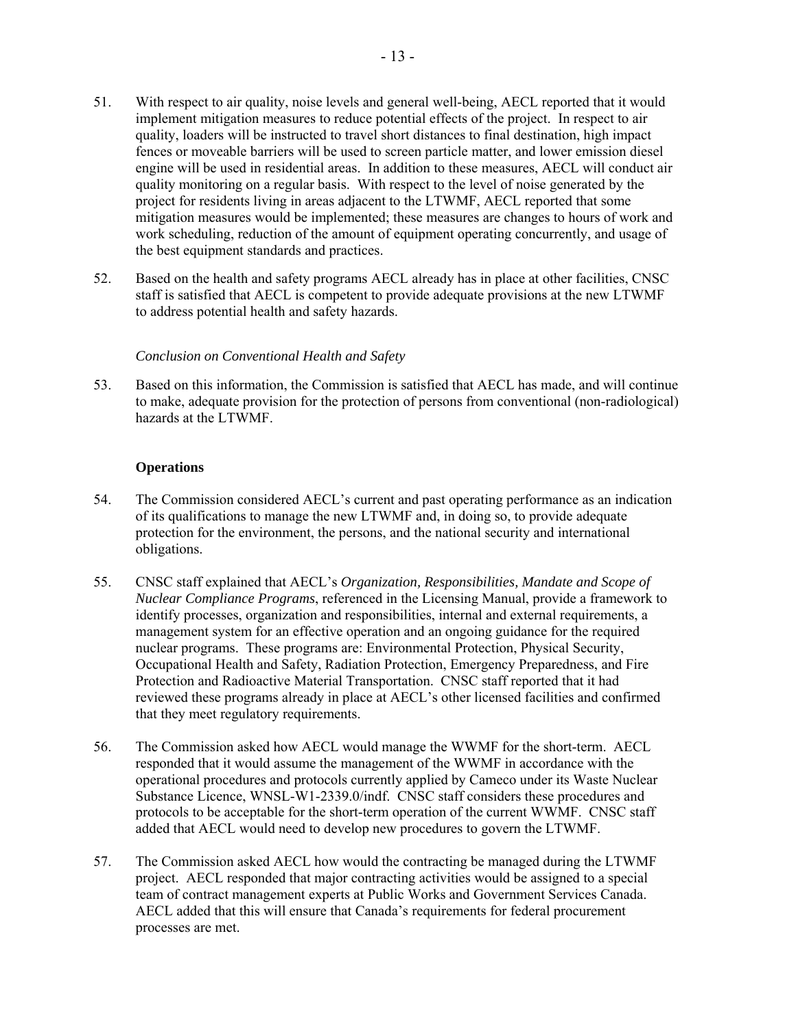51. With respect to air quality, noise levels and general well-being, AECL reported that it would implement mitigation measures to reduce potential effects of the project. In respect to air quality, loaders will be instructed to travel short distances to final destination, high impact fences or moveable barriers will be used to screen particle matter, and lower emission diesel engine will be used in residential areas. In addition to these measures, AECL will conduct air quality monitoring on a regular basis. With respect to the level of noise generated by the project for residents living in areas adjacent to the LTWMF, AECL reported that some mitigation measures would be implemented; these measures are changes to hours of work and work scheduling, reduction of the amount of equipment operating concurrently, and usage of the best equipment standards and practices.

52. Based on the health and safety programs AECL already has in place at other facilities, CNSC staff is satisfied that AECL is competent to provide adequate provisions at the new LTWMF to address potential health and safety hazards.

*Conclusion on Conventional Health and Safety*

53. Based on this information, the Commission is satisfied that AECL has made, and will continue to make, adequate provision for the protection of persons from conventional (non-radiological) hazards at the LTWMF.

### Operations

54. The Commission considered AECL's current and past operating performance as an indication of its qualifications to manage the new LTWMF and, in doing so, to provide adequate protection for the environment, the persons, and the national security and international obligations.

55. CNSC staff explained that AECL's *Organization, Responsibilities, Mandate and Scope of Nuclear Compliance Programs*, referenced in the Licensing Manual, provide a framework to identify processes, organization and responsibilities, internal and external requirements, a management system for an effective operation and an ongoing guidance for the required nuclear programs. These programs are: Environmental Protection, Physical Security, Occupational Health and Safety, Radiation Protection, Emergency Preparedness, and Fire Protection and Radioactive Material Transportation. CNSC staff reported that it had reviewed these programs already in place at AECL's other licensed facilities and confirmed that they meet regulatory requirements.

56. The Commission asked how AECL would manage the WWMF for the short-term. AECL responded that it would assume the management of the WWMF in accordance with the operational procedures and protocols currently applied by Cameco under its Waste Nuclear Substance Licence, WNSL-W1-2339.0/indf. CNSC staff considers these procedures and protocols to be acceptable for the short-term operation of the current WWMF. CNSC staff added that AECL would need to develop new procedures to govern the LTWMF.

57. The Commission asked AECL how would the contracting be managed during the LTWMF project. AECL responded that major contracting activities would be assigned to a special team of contract management experts at Public Works and Government Services Canada. AECL added that this will ensure that Canada's requirements for federal procurement processes are met.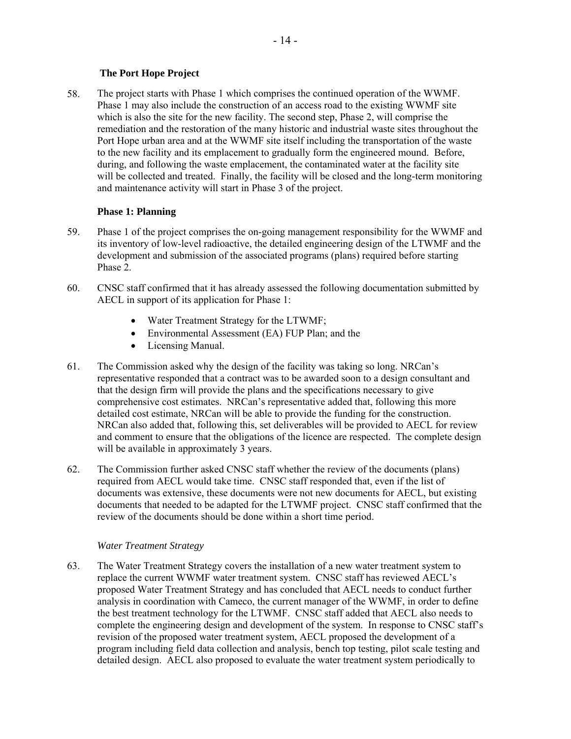**The Port Hope Project**

58. The project starts with Phase 1 which comprises the continued operation of the WWMF. Phase 1 may also include the construction of an access road to the existing WWMF site which is also the site for the new facility. The second step, Phase 2, will comprise the remediation and the restoration of the many historic and industrial waste sites throughout the Port Hope urban area and at the WWMF site itself including the transportation of the waste to the new facility and its emplacement to gradually form the engineered mound. Before, during, and following the waste emplacement, the contaminated water at the facility site will be collected and treated. Finally, the facility will be closed and the long-term monitoring and maintenance activity will start in Phase 3 of the project.

**Phase 1: Planning**

59. Phase 1 of the project comprises the on-going management responsibility for the WWMF and its inventory of low-level radioactive, the detailed engineering design of the LTWMF and the development and submission of the associated programs (plans) required before starting Phase 2.

60. CNSC staff confirmed that it has already assessed the following documentation submitted by AECL in support of its application for Phase 1:

   - Water Treatment Strategy for the LTWMF;
   - Environmental Assessment (EA) FUP Plan; and the
   - Licensing Manual.

61. The Commission asked why the design of the facility was taking so long. NRCan's representative responded that a contract was to be awarded soon to a design consultant and that the design firm will provide the plans and the specifications necessary to give comprehensive cost estimates. NRCan's representative added that, following this more detailed cost estimate, NRCan will be able to provide the funding for the construction. NRCan also added that, following this, set deliverables will be provided to AECL for review and comment to ensure that the obligations of the licence are respected. The complete design will be available in approximately 3 years.

62. The Commission further asked CNSC staff whether the review of the documents (plans) required from AECL would take time. CNSC staff responded that, even if the list of documents was extensive, these documents were not new documents for AECL, but existing documents that needed to be adapted for the LTWMF project. CNSC staff confirmed that the review of the documents should be done within a short time period.

*Water Treatment Strategy*

63. The Water Treatment Strategy covers the installation of a new water treatment system to replace the current WWMF water treatment system. CNSC staff has reviewed AECL's proposed Water Treatment Strategy and has concluded that AECL needs to conduct further analysis in coordination with Cameco, the current manager of the WWMF, in order to define the best treatment technology for the LTWMF. CNSC staff added that AECL also needs to complete the engineering design and development of the system. In response to CNSC staff's revision of the proposed water treatment system, AECL proposed the development of a program including field data collection and analysis, bench top testing, pilot scale testing and detailed design. AECL also proposed to evaluate the water treatment system periodically to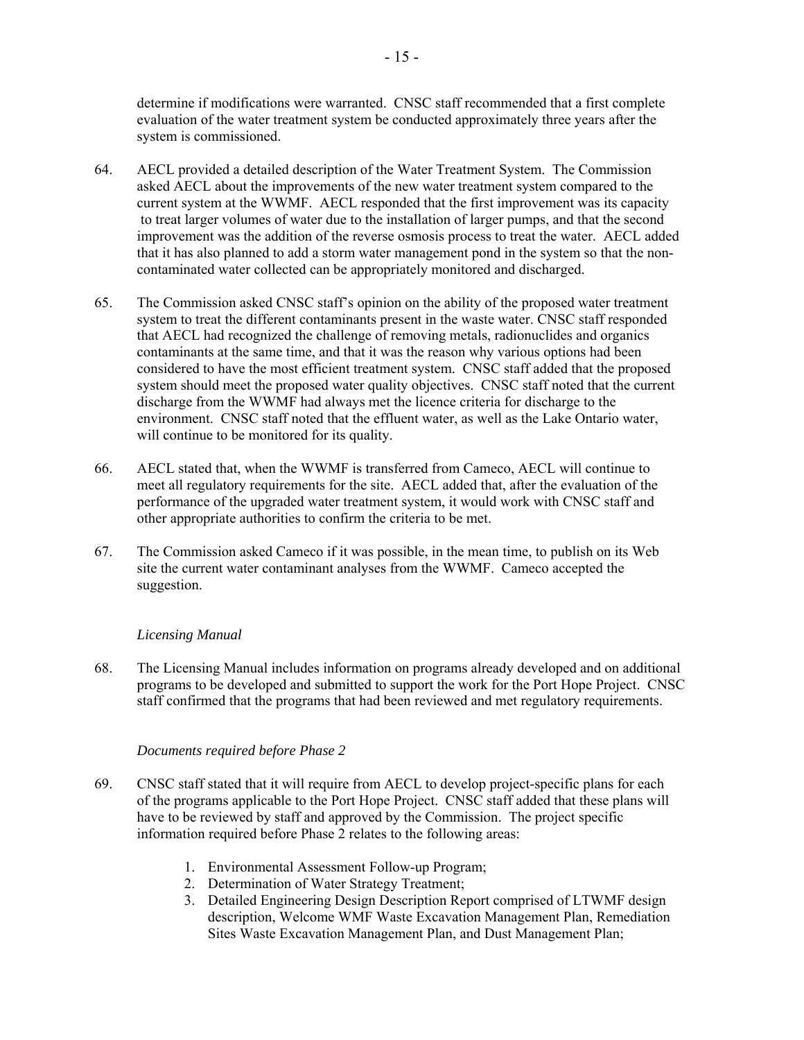determine if modifications were warranted. CNSC staff recommended that a first complete evaluation of the water treatment system be conducted approximately three years after the system is commissioned.

64. AECL provided a detailed description of the Water Treatment System. The Commission asked AECL about the improvements of the new water treatment system compared to the current system at the WWMF. AECL responded that the first improvement was its capacity to treat larger volumes of water due to the installation of larger pumps, and that the second improvement was the addition of the reverse osmosis process to treat the water. AECL added that it has also planned to add a storm water management pond in the system so that the non-contaminated water collected can be appropriately monitored and discharged.

65. The Commission asked CNSC staff's opinion on the ability of the proposed water treatment system to treat the different contaminants present in the waste water. CNSC staff responded that AECL had recognized the challenge of removing metals, radionuclides and organics contaminants at the same time, and that it was the reason why various options had been considered to have the most efficient treatment system. CNSC staff added that the proposed system should meet the proposed water quality objectives. CNSC staff noted that the current discharge from the WWMF had always met the licence criteria for discharge to the environment. CNSC staff noted that the effluent water, as well as the Lake Ontario water, will continue to be monitored for its quality.

66. AECL stated that, when the WWMF is transferred from Cameco, AECL will continue to meet all regulatory requirements for the site. AECL added that, after the evaluation of the performance of the upgraded water treatment system, it would work with CNSC staff and other appropriate authorities to confirm the criteria to be met.

67. The Commission asked Cameco if it was possible, in the mean time, to publish on its Web site the current water contaminant analyses from the WWMF. Cameco accepted the suggestion.

*Licensing Manual*

68. The Licensing Manual includes information on programs already developed and on additional programs to be developed and submitted to support the work for the Port Hope Project. CNSC staff confirmed that the programs that had been reviewed and met regulatory requirements.

*Documents required before Phase 2*

69. CNSC staff stated that it will require from AECL to develop project-specific plans for each of the programs applicable to the Port Hope Project. CNSC staff added that these plans will have to be reviewed by staff and approved by the Commission. The project specific information required before Phase 2 relates to the following areas:

   1. Environmental Assessment Follow-up Program;
   2. Determination of Water Strategy Treatment;
   3. Detailed Engineering Design Description Report comprised of LTWMF design description, Welcome WMF Waste Excavation Management Plan, Remediation Sites Waste Excavation Management Plan, and Dust Management Plan;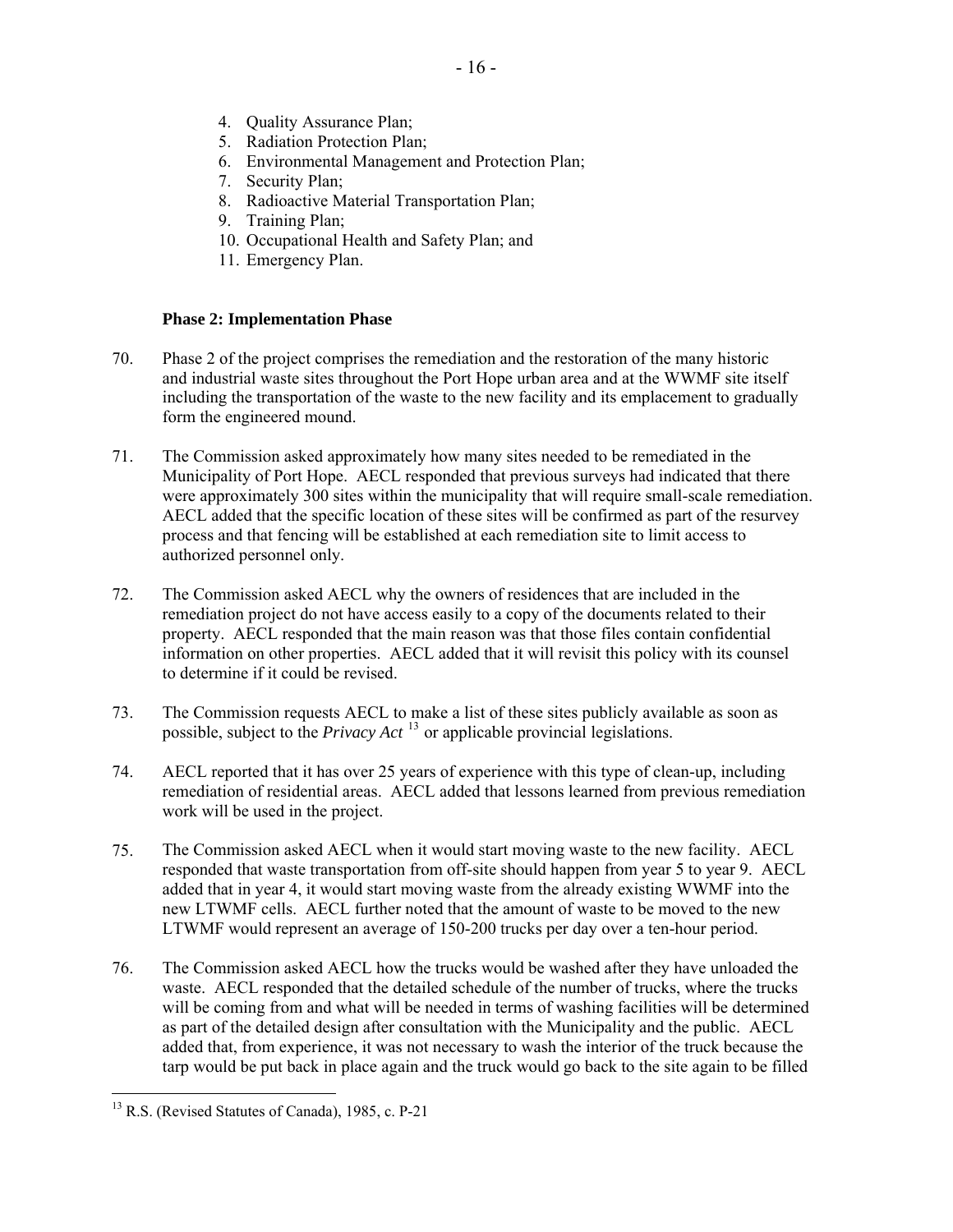4. Quality Assurance Plan;
5. Radiation Protection Plan;
6. Environmental Management and Protection Plan;
7. Security Plan;
8. Radioactive Material Transportation Plan;
9. Training Plan;
10. Occupational Health and Safety Plan; and
11. Emergency Plan.

**Phase 2: Implementation Phase**

70. Phase 2 of the project comprises the remediation and the restoration of the many historic and industrial waste sites throughout the Port Hope urban area and at the WWMF site itself including the transportation of the waste to the new facility and its emplacement to gradually form the engineered mound.

71. The Commission asked approximately how many sites needed to be remediated in the Municipality of Port Hope. AECL responded that previous surveys had indicated that there were approximately 300 sites within the municipality that will require small-scale remediation. AECL added that the specific location of these sites will be confirmed as part of the resurvey process and that fencing will be established at each remediation site to limit access to authorized personnel only.

72. The Commission asked AECL why the owners of residences that are included in the remediation project do not have access easily to a copy of the documents related to their property. AECL responded that the main reason was that those files contain confidential information on other properties. AECL added that it will revisit this policy with its counsel to determine if it could be revised.

73. The Commission requests AECL to make a list of these sites publicly available as soon as possible, subject to the *Privacy Act* [13] or applicable provincial legislations.

74. AECL reported that it has over 25 years of experience with this type of clean-up, including remediation of residential areas. AECL added that lessons learned from previous remediation work will be used in the project.

75. The Commission asked AECL when it would start moving waste to the new facility. AECL responded that waste transportation from off-site should happen from year 5 to year 9. AECL added that in year 4, it would start moving waste from the already existing WWMF into the new LTWMF cells. AECL further noted that the amount of waste to be moved to the new LTWMF would represent an average of 150-200 trucks per day over a ten-hour period.

76. The Commission asked AECL how the trucks would be washed after they have unloaded the waste. AECL responded that the detailed schedule of the number of trucks, where the trucks will be coming from and what will be needed in terms of washing facilities will be determined as part of the detailed design after consultation with the Municipality and the public. AECL added that, from experience, it was not necessary to wash the interior of the truck because the tarp would be put back in place again and the truck would go back to the site again to be filled

---

[13] R.S. (Revised Statutes of Canada), 1985, c. P-21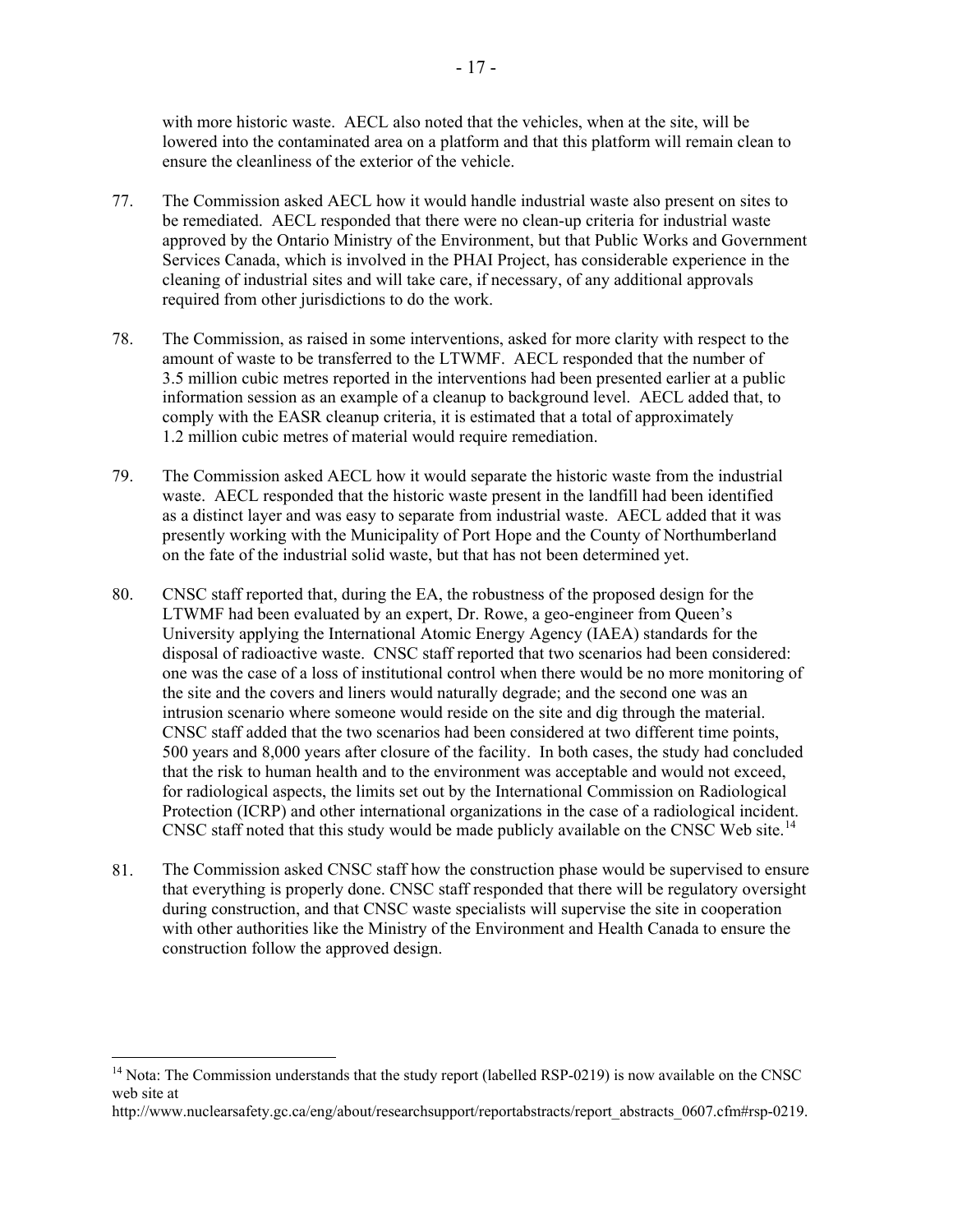with more historic waste. AECL also noted that the vehicles, when at the site, will be lowered into the contaminated area on a platform and that this platform will remain clean to ensure the cleanliness of the exterior of the vehicle.

77. The Commission asked AECL how it would handle industrial waste also present on sites to be remediated. AECL responded that there were no clean-up criteria for industrial waste approved by the Ontario Ministry of the Environment, but that Public Works and Government Services Canada, which is involved in the PHAI Project, has considerable experience in the cleaning of industrial sites and will take care, if necessary, of any additional approvals required from other jurisdictions to do the work.

78. The Commission, as raised in some interventions, asked for more clarity with respect to the amount of waste to be transferred to the LTWMF. AECL responded that the number of 3.5 million cubic metres reported in the interventions had been presented earlier at a public information session as an example of a cleanup to background level. AECL added that, to comply with the EASR cleanup criteria, it is estimated that a total of approximately 1.2 million cubic metres of material would require remediation.

79. The Commission asked AECL how it would separate the historic waste from the industrial waste. AECL responded that the historic waste present in the landfill had been identified as a distinct layer and was easy to separate from industrial waste. AECL added that it was presently working with the Municipality of Port Hope and the County of Northumberland on the fate of the industrial solid waste, but that has not been determined yet.

80. CNSC staff reported that, during the EA, the robustness of the proposed design for the LTWMF had been evaluated by an expert, Dr. Rowe, a geo-engineer from Queen's University applying the International Atomic Energy Agency (IAEA) standards for the disposal of radioactive waste. CNSC staff reported that two scenarios had been considered: one was the case of a loss of institutional control when there would be no more monitoring of the site and the covers and liners would naturally degrade; and the second one was an intrusion scenario where someone would reside on the site and dig through the material. CNSC staff added that the two scenarios had been considered at two different time points, 500 years and 8,000 years after closure of the facility. In both cases, the study had concluded that the risk to human health and to the environment was acceptable and would not exceed, for radiological aspects, the limits set out by the International Commission on Radiological Protection (ICRP) and other international organizations in the case of a radiological incident. CNSC staff noted that this study would be made publicly available on the CNSC Web site.[14]

81. The Commission asked CNSC staff how the construction phase would be supervised to ensure that everything is properly done. CNSC staff responded that there will be regulatory oversight during construction, and that CNSC waste specialists will supervise the site in cooperation with other authorities like the Ministry of the Environment and Health Canada to ensure the construction follow the approved design.

---

[14] Nota: The Commission understands that the study report (labelled RSP-0219) is now available on the CNSC web site at http://www.nuclearsafety.gc.ca/eng/about/researchsupport/reportabstracts/report_abstracts_0607.cfm#rsp-0219.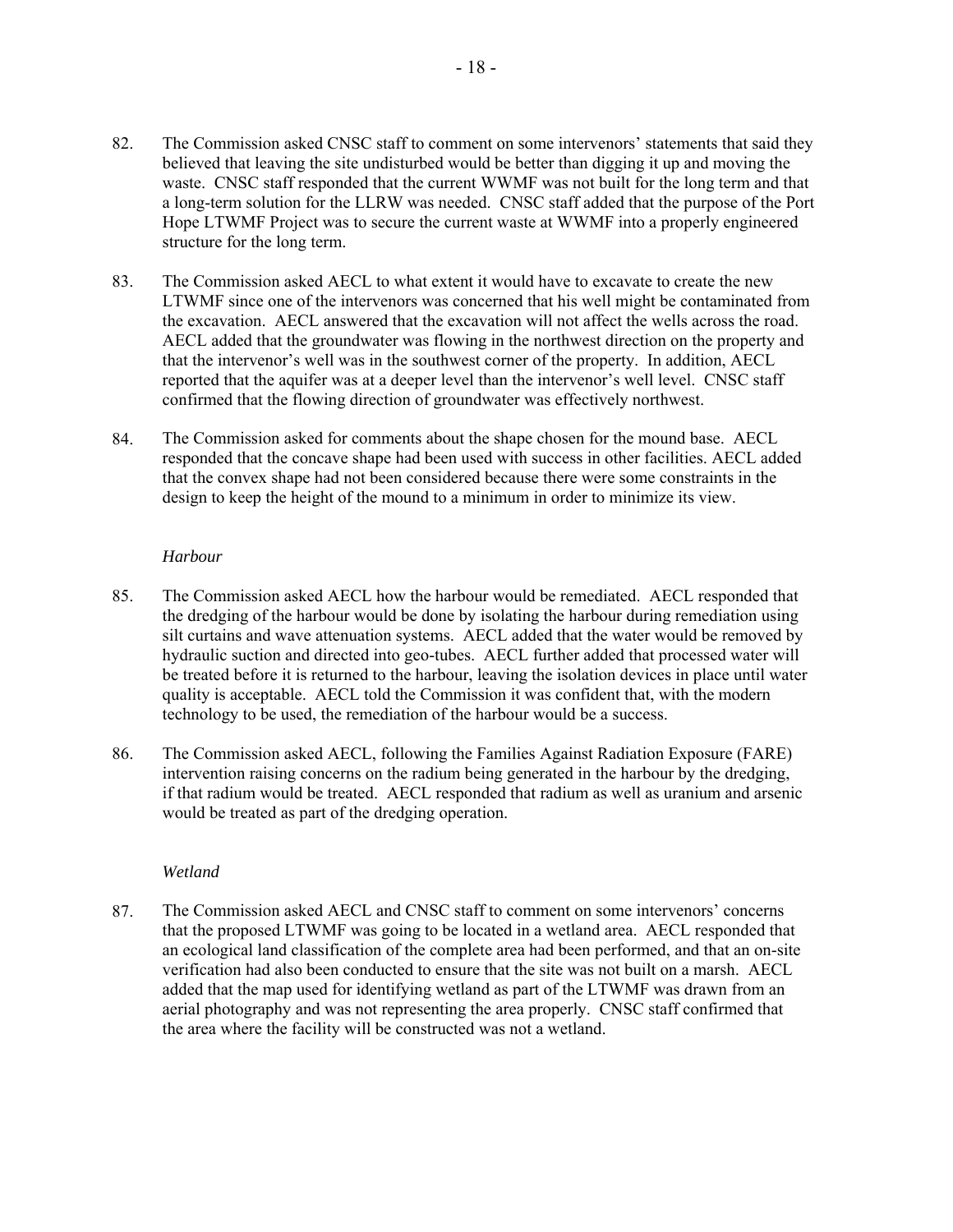82. The Commission asked CNSC staff to comment on some intervenors' statements that said they believed that leaving the site undisturbed would be better than digging it up and moving the waste. CNSC staff responded that the current WWMF was not built for the long term and that a long-term solution for the LLRW was needed. CNSC staff added that the purpose of the Port Hope LTWMF Project was to secure the current waste at WWMF into a properly engineered structure for the long term.

83. The Commission asked AECL to what extent it would have to excavate to create the new LTWMF since one of the intervenors was concerned that his well might be contaminated from the excavation. AECL answered that the excavation will not affect the wells across the road. AECL added that the groundwater was flowing in the northwest direction on the property and that the intervenor's well was in the southwest corner of the property. In addition, AECL reported that the aquifer was at a deeper level than the intervenor's well level. CNSC staff confirmed that the flowing direction of groundwater was effectively northwest.

84. The Commission asked for comments about the shape chosen for the mound base. AECL responded that the concave shape had been used with success in other facilities. AECL added that the convex shape had not been considered because there were some constraints in the design to keep the height of the mound to a minimum in order to minimize its view.

*Harbour*

85. The Commission asked AECL how the harbour would be remediated. AECL responded that the dredging of the harbour would be done by isolating the harbour during remediation using silt curtains and wave attenuation systems. AECL added that the water would be removed by hydraulic suction and directed into geo-tubes. AECL further added that processed water will be treated before it is returned to the harbour, leaving the isolation devices in place until water quality is acceptable. AECL told the Commission it was confident that, with the modern technology to be used, the remediation of the harbour would be a success.

86. The Commission asked AECL, following the Families Against Radiation Exposure (FARE) intervention raising concerns on the radium being generated in the harbour by the dredging, if that radium would be treated. AECL responded that radium as well as uranium and arsenic would be treated as part of the dredging operation.

*Wetland*

87. The Commission asked AECL and CNSC staff to comment on some intervenors' concerns that the proposed LTWMF was going to be located in a wetland area. AECL responded that an ecological land classification of the complete area had been performed, and that an on-site verification had also been conducted to ensure that the site was not built on a marsh. AECL added that the map used for identifying wetland as part of the LTWMF was drawn from an aerial photography and was not representing the area properly. CNSC staff confirmed that the area where the facility will be constructed was not a wetland.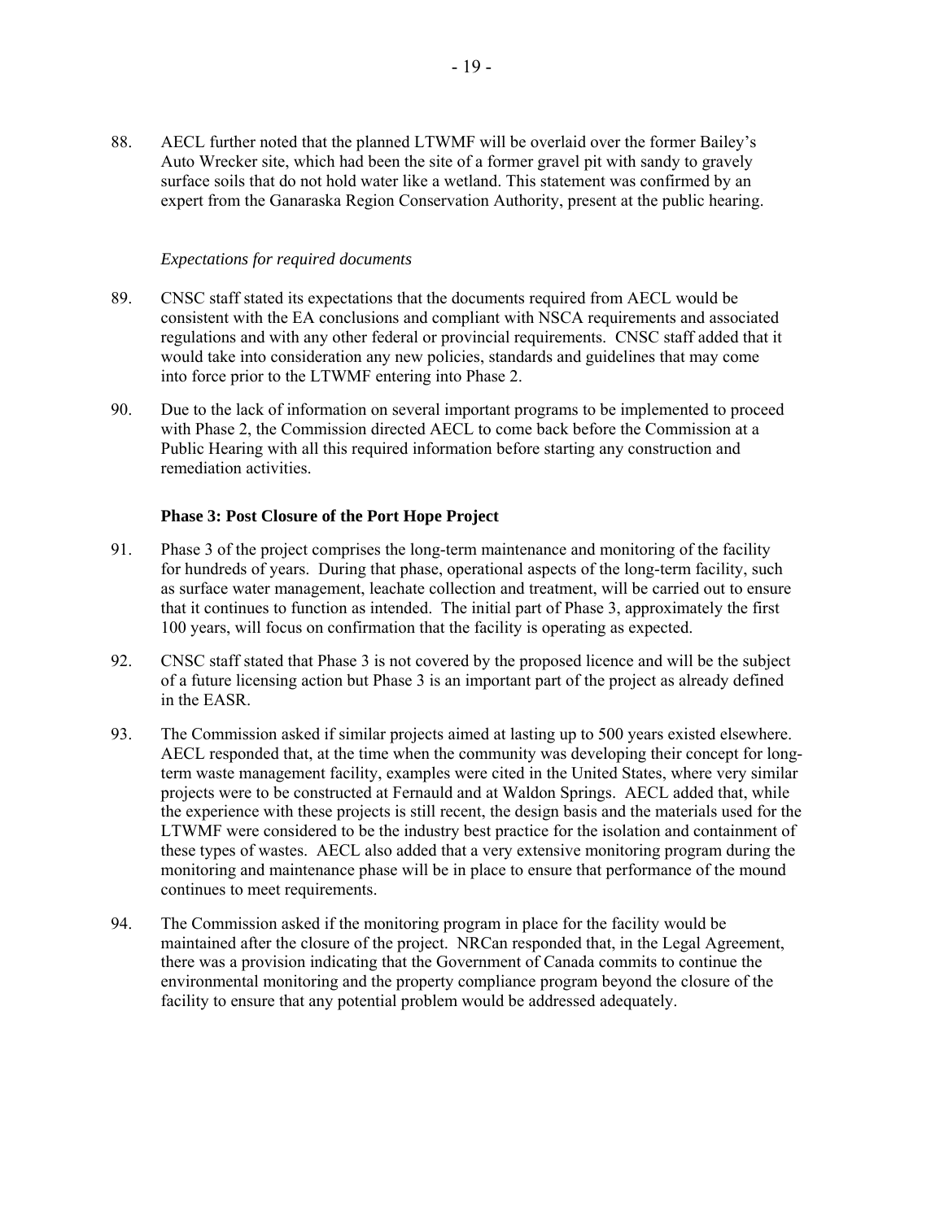88. AECL further noted that the planned LTWMF will be overlaid over the former Bailey's Auto Wrecker site, which had been the site of a former gravel pit with sandy to gravely surface soils that do not hold water like a wetland. This statement was confirmed by an expert from the Ganaraska Region Conservation Authority, present at the public hearing.

*Expectations for required documents*

89. CNSC staff stated its expectations that the documents required from AECL would be consistent with the EA conclusions and compliant with NSCA requirements and associated regulations and with any other federal or provincial requirements. CNSC staff added that it would take into consideration any new policies, standards and guidelines that may come into force prior to the LTWMF entering into Phase 2.

90. Due to the lack of information on several important programs to be implemented to proceed with Phase 2, the Commission directed AECL to come back before the Commission at a Public Hearing with all this required information before starting any construction and remediation activities.

**Phase 3: Post Closure of the Port Hope Project**

91. Phase 3 of the project comprises the long-term maintenance and monitoring of the facility for hundreds of years. During that phase, operational aspects of the long-term facility, such as surface water management, leachate collection and treatment, will be carried out to ensure that it continues to function as intended. The initial part of Phase 3, approximately the first 100 years, will focus on confirmation that the facility is operating as expected.

92. CNSC staff stated that Phase 3 is not covered by the proposed licence and will be the subject of a future licensing action but Phase 3 is an important part of the project as already defined in the EASR.

93. The Commission asked if similar projects aimed at lasting up to 500 years existed elsewhere. AECL responded that, at the time when the community was developing their concept for long-term waste management facility, examples were cited in the United States, where very similar projects were to be constructed at Fernauld and at Waldon Springs. AECL added that, while the experience with these projects is still recent, the design basis and the materials used for the LTWMF were considered to be the industry best practice for the isolation and containment of these types of wastes. AECL also added that a very extensive monitoring program during the monitoring and maintenance phase will be in place to ensure that performance of the mound continues to meet requirements.

94. The Commission asked if the monitoring program in place for the facility would be maintained after the closure of the project. NRCan responded that, in the Legal Agreement, there was a provision indicating that the Government of Canada commits to continue the environmental monitoring and the property compliance program beyond the closure of the facility to ensure that any potential problem would be addressed adequately.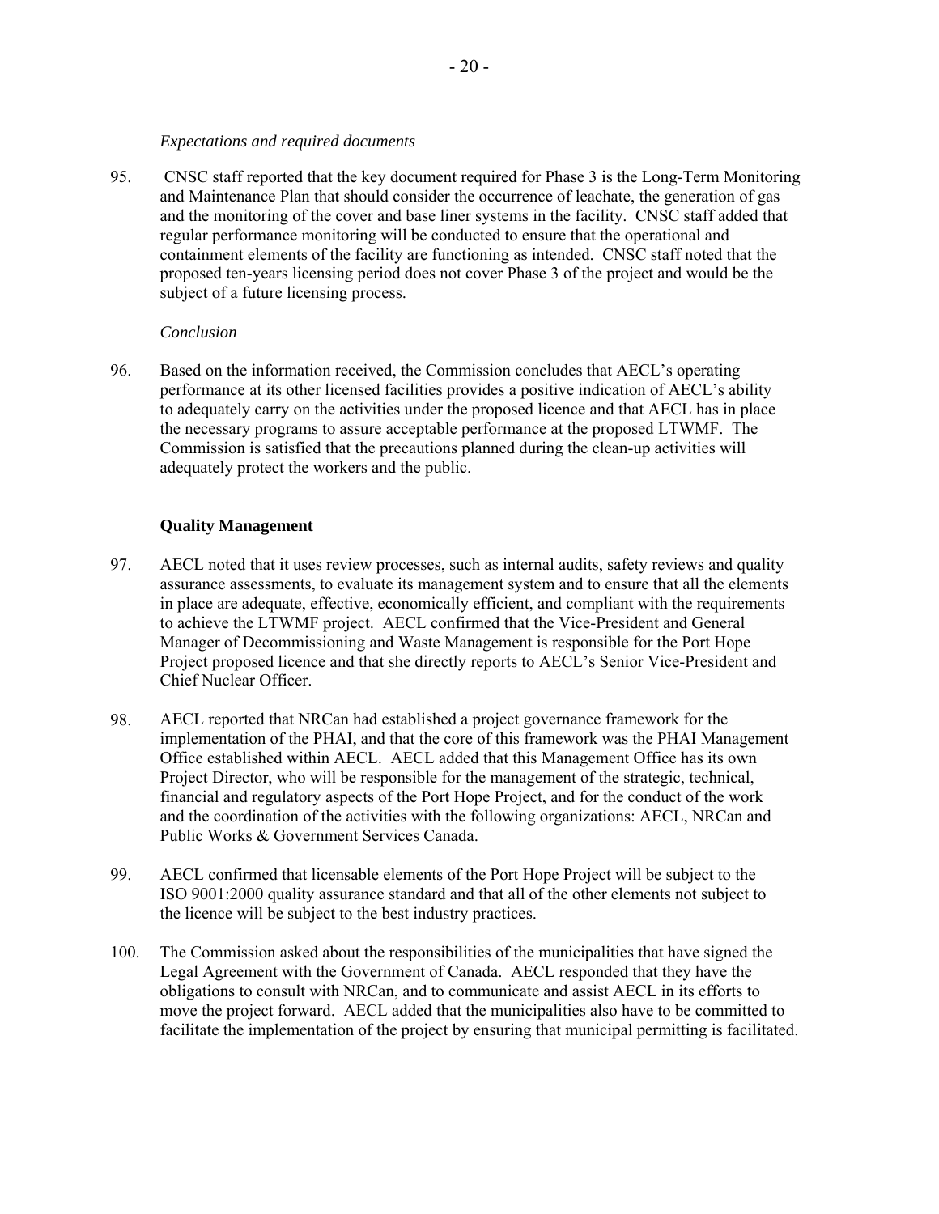*Expectations and required documents*

95. CNSC staff reported that the key document required for Phase 3 is the Long-Term Monitoring and Maintenance Plan that should consider the occurrence of leachate, the generation of gas and the monitoring of the cover and base liner systems in the facility. CNSC staff added that regular performance monitoring will be conducted to ensure that the operational and containment elements of the facility are functioning as intended. CNSC staff noted that the proposed ten-years licensing period does not cover Phase 3 of the project and would be the subject of a future licensing process.

*Conclusion*

96. Based on the information received, the Commission concludes that AECL's operating performance at its other licensed facilities provides a positive indication of AECL's ability to adequately carry on the activities under the proposed licence and that AECL has in place the necessary programs to assure acceptable performance at the proposed LTWMF. The Commission is satisfied that the precautions planned during the clean-up activities will adequately protect the workers and the public.

**Quality Management**

97. AECL noted that it uses review processes, such as internal audits, safety reviews and quality assurance assessments, to evaluate its management system and to ensure that all the elements in place are adequate, effective, economically efficient, and compliant with the requirements to achieve the LTWMF project. AECL confirmed that the Vice-President and General Manager of Decommissioning and Waste Management is responsible for the Port Hope Project proposed licence and that she directly reports to AECL's Senior Vice-President and Chief Nuclear Officer.

98. AECL reported that NRCan had established a project governance framework for the implementation of the PHAI, and that the core of this framework was the PHAI Management Office established within AECL. AECL added that this Management Office has its own Project Director, who will be responsible for the management of the strategic, technical, financial and regulatory aspects of the Port Hope Project, and for the conduct of the work and the coordination of the activities with the following organizations: AECL, NRCan and Public Works & Government Services Canada.

99. AECL confirmed that licensable elements of the Port Hope Project will be subject to the ISO 9001:2000 quality assurance standard and that all of the other elements not subject to the licence will be subject to the best industry practices.

100. The Commission asked about the responsibilities of the municipalities that have signed the Legal Agreement with the Government of Canada. AECL responded that they have the obligations to consult with NRCan, and to communicate and assist AECL in its efforts to move the project forward. AECL added that the municipalities also have to be committed to facilitate the implementation of the project by ensuring that municipal permitting is facilitated.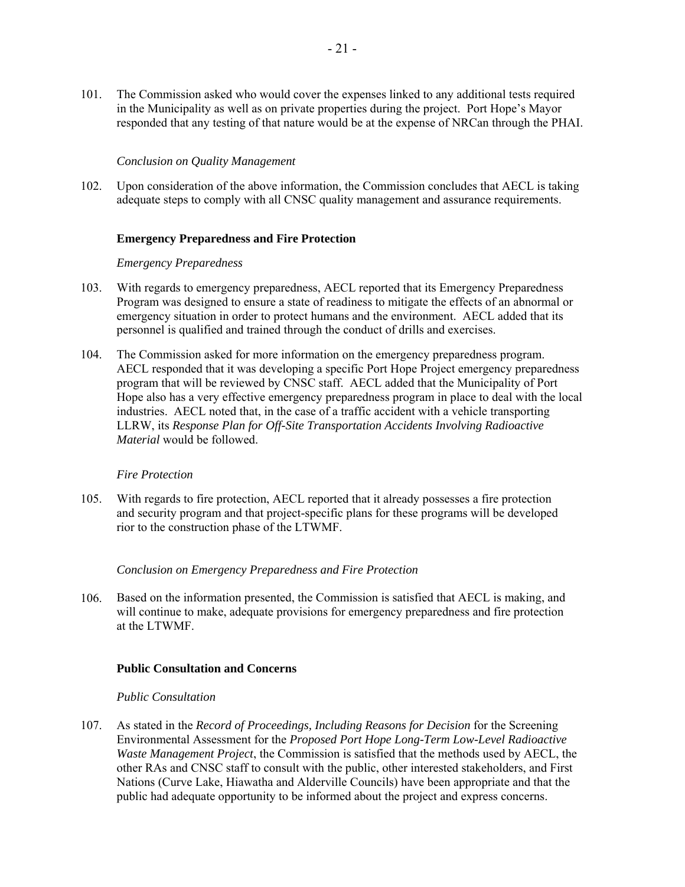101. The Commission asked who would cover the expenses linked to any additional tests required in the Municipality as well as on private properties during the project. Port Hope's Mayor responded that any testing of that nature would be at the expense of NRCan through the PHAI.

*Conclusion on Quality Management*

102. Upon consideration of the above information, the Commission concludes that AECL is taking adequate steps to comply with all CNSC quality management and assurance requirements.

**Emergency Preparedness and Fire Protection**

*Emergency Preparedness*

103. With regards to emergency preparedness, AECL reported that its Emergency Preparedness Program was designed to ensure a state of readiness to mitigate the effects of an abnormal or emergency situation in order to protect humans and the environment. AECL added that its personnel is qualified and trained through the conduct of drills and exercises.

104. The Commission asked for more information on the emergency preparedness program. AECL responded that it was developing a specific Port Hope Project emergency preparedness program that will be reviewed by CNSC staff. AECL added that the Municipality of Port Hope also has a very effective emergency preparedness program in place to deal with the local industries. AECL noted that, in the case of a traffic accident with a vehicle transporting LLRW, its *Response Plan for Off-Site Transportation Accidents Involving Radioactive Material* would be followed.

*Fire Protection*

105. With regards to fire protection, AECL reported that it already possesses a fire protection and security program and that project-specific plans for these programs will be developed rior to the construction phase of the LTWMF.

*Conclusion on Emergency Preparedness and Fire Protection*

106. Based on the information presented, the Commission is satisfied that AECL is making, and will continue to make, adequate provisions for emergency preparedness and fire protection at the LTWMF.

**Public Consultation and Concerns**

*Public Consultation*

107. As stated in the *Record of Proceedings, Including Reasons for Decision* for the Screening Environmental Assessment for the *Proposed Port Hope Long-Term Low-Level Radioactive Waste Management Project*, the Commission is satisfied that the methods used by AECL, the other RAs and CNSC staff to consult with the public, other interested stakeholders, and First Nations (Curve Lake, Hiawatha and Alderville Councils) have been appropriate and that the public had adequate opportunity to be informed about the project and express concerns.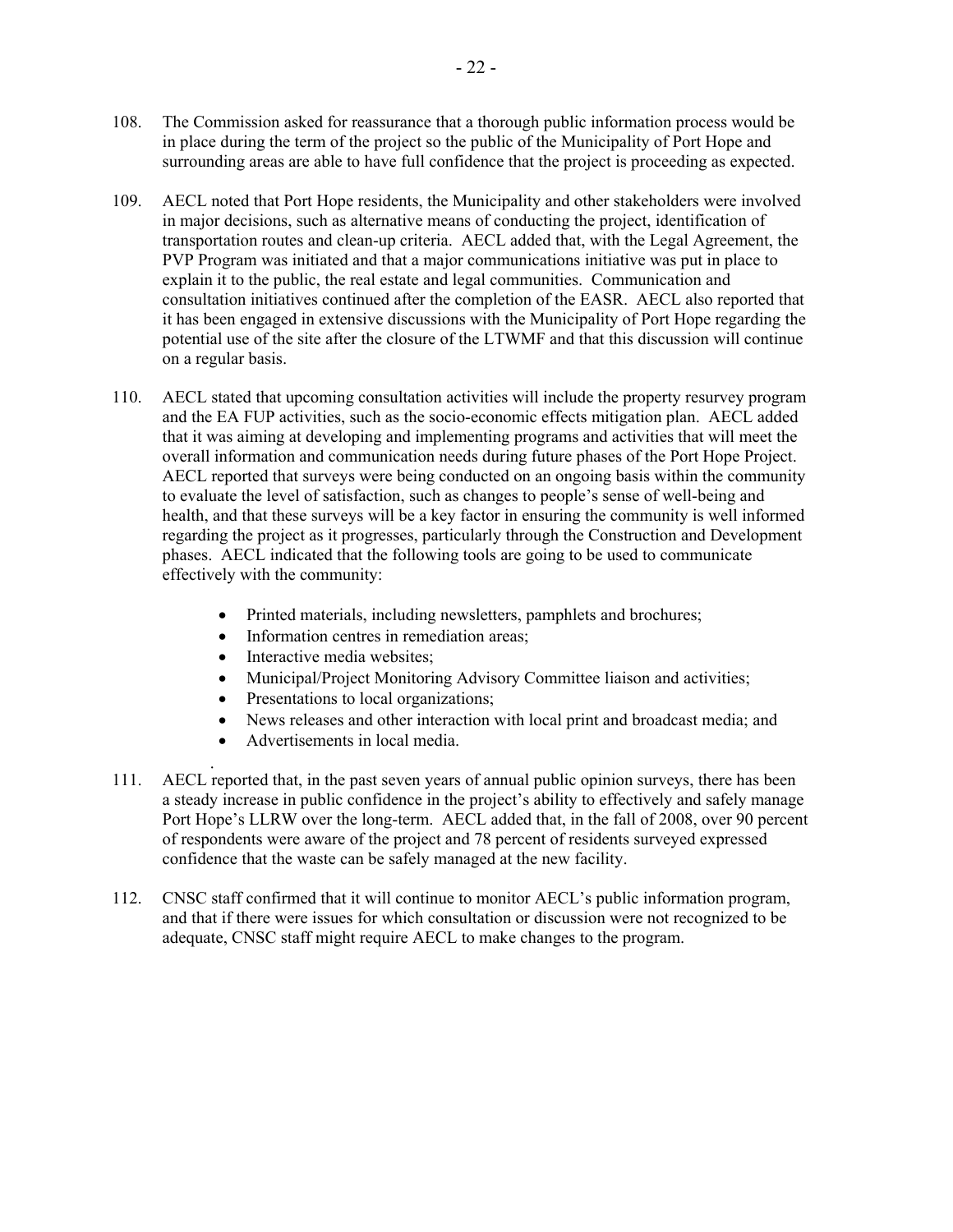108. The Commission asked for reassurance that a thorough public information process would be in place during the term of the project so the public of the Municipality of Port Hope and surrounding areas are able to have full confidence that the project is proceeding as expected.

109. AECL noted that Port Hope residents, the Municipality and other stakeholders were involved in major decisions, such as alternative means of conducting the project, identification of transportation routes and clean-up criteria. AECL added that, with the Legal Agreement, the PVP Program was initiated and that a major communications initiative was put in place to explain it to the public, the real estate and legal communities. Communication and consultation initiatives continued after the completion of the EASR. AECL also reported that it has been engaged in extensive discussions with the Municipality of Port Hope regarding the potential use of the site after the closure of the LTWMF and that this discussion will continue on a regular basis.

110. AECL stated that upcoming consultation activities will include the property resurvey program and the EA FUP activities, such as the socio-economic effects mitigation plan. AECL added that it was aiming at developing and implementing programs and activities that will meet the overall information and communication needs during future phases of the Port Hope Project. AECL reported that surveys were being conducted on an ongoing basis within the community to evaluate the level of satisfaction, such as changes to people's sense of well-being and health, and that these surveys will be a key factor in ensuring the community is well informed regarding the project as it progresses, particularly through the Construction and Development phases. AECL indicated that the following tools are going to be used to communicate effectively with the community:

    - Printed materials, including newsletters, pamphlets and brochures;
    - Information centres in remediation areas;
    - Interactive media websites;
    - Municipal/Project Monitoring Advisory Committee liaison and activities;
    - Presentations to local organizations;
    - News releases and other interaction with local print and broadcast media; and
    - Advertisements in local media.

111. AECL reported that, in the past seven years of annual public opinion surveys, there has been a steady increase in public confidence in the project's ability to effectively and safely manage Port Hope's LLRW over the long-term. AECL added that, in the fall of 2008, over 90 percent of respondents were aware of the project and 78 percent of residents surveyed expressed confidence that the waste can be safely managed at the new facility.

112. CNSC staff confirmed that it will continue to monitor AECL's public information program, and that if there were issues for which consultation or discussion were not recognized to be adequate, CNSC staff might require AECL to make changes to the program.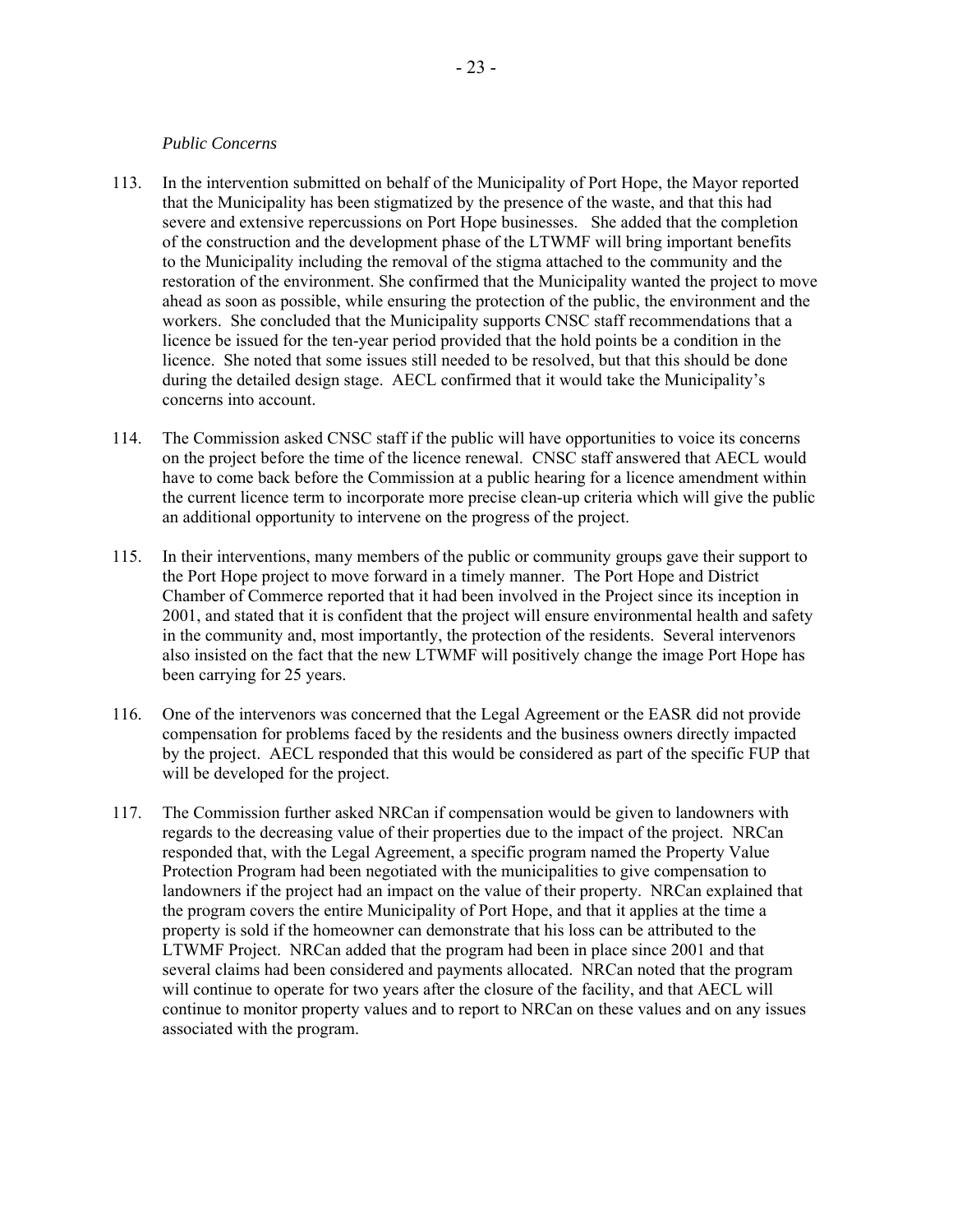*Public Concerns*

113. In the intervention submitted on behalf of the Municipality of Port Hope, the Mayor reported that the Municipality has been stigmatized by the presence of the waste, and that this had severe and extensive repercussions on Port Hope businesses. She added that the completion of the construction and the development phase of the LTWMF will bring important benefits to the Municipality including the removal of the stigma attached to the community and the restoration of the environment. She confirmed that the Municipality wanted the project to move ahead as soon as possible, while ensuring the protection of the public, the environment and the workers. She concluded that the Municipality supports CNSC staff recommendations that a licence be issued for the ten-year period provided that the hold points be a condition in the licence. She noted that some issues still needed to be resolved, but that this should be done during the detailed design stage. AECL confirmed that it would take the Municipality's concerns into account.

114. The Commission asked CNSC staff if the public will have opportunities to voice its concerns on the project before the time of the licence renewal. CNSC staff answered that AECL would have to come back before the Commission at a public hearing for a licence amendment within the current licence term to incorporate more precise clean-up criteria which will give the public an additional opportunity to intervene on the progress of the project.

115. In their interventions, many members of the public or community groups gave their support to the Port Hope project to move forward in a timely manner. The Port Hope and District Chamber of Commerce reported that it had been involved in the Project since its inception in 2001, and stated that it is confident that the project will ensure environmental health and safety in the community and, most importantly, the protection of the residents. Several intervenors also insisted on the fact that the new LTWMF will positively change the image Port Hope has been carrying for 25 years.

116. One of the intervenors was concerned that the Legal Agreement or the EASR did not provide compensation for problems faced by the residents and the business owners directly impacted by the project. AECL responded that this would be considered as part of the specific FUP that will be developed for the project.

117. The Commission further asked NRCan if compensation would be given to landowners with regards to the decreasing value of their properties due to the impact of the project. NRCan responded that, with the Legal Agreement, a specific program named the Property Value Protection Program had been negotiated with the municipalities to give compensation to landowners if the project had an impact on the value of their property. NRCan explained that the program covers the entire Municipality of Port Hope, and that it applies at the time a property is sold if the homeowner can demonstrate that his loss can be attributed to the LTWMF Project. NRCan added that the program had been in place since 2001 and that several claims had been considered and payments allocated. NRCan noted that the program will continue to operate for two years after the closure of the facility, and that AECL will continue to monitor property values and to report to NRCan on these values and on any issues associated with the program.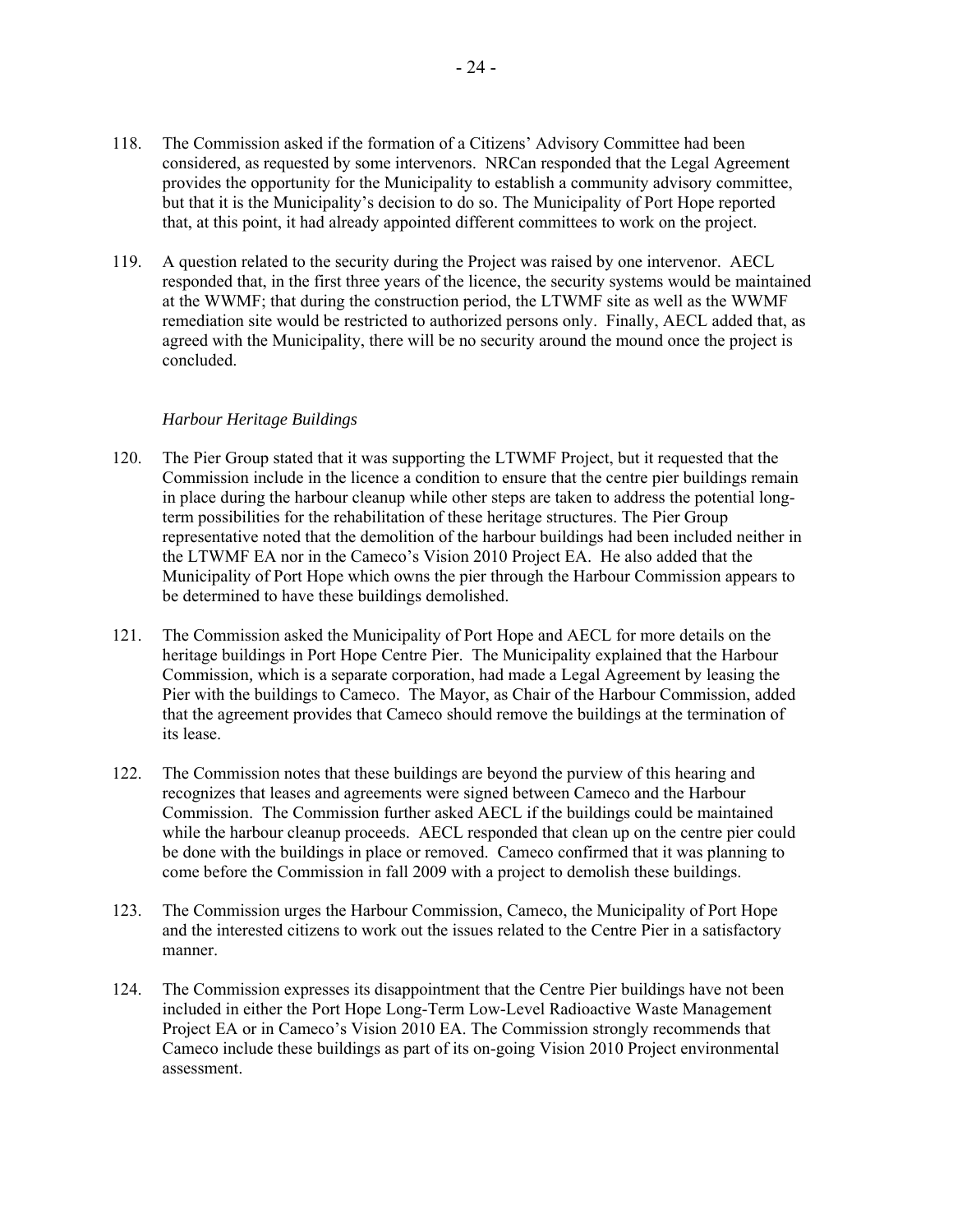118. The Commission asked if the formation of a Citizens' Advisory Committee had been considered, as requested by some intervenors. NRCan responded that the Legal Agreement provides the opportunity for the Municipality to establish a community advisory committee, but that it is the Municipality's decision to do so. The Municipality of Port Hope reported that, at this point, it had already appointed different committees to work on the project.

119. A question related to the security during the Project was raised by one intervenor. AECL responded that, in the first three years of the licence, the security systems would be maintained at the WWMF; that during the construction period, the LTWMF site as well as the WWMF remediation site would be restricted to authorized persons only. Finally, AECL added that, as agreed with the Municipality, there will be no security around the mound once the project is concluded.

*Harbour Heritage Buildings*

120. The Pier Group stated that it was supporting the LTWMF Project, but it requested that the Commission include in the licence a condition to ensure that the centre pier buildings remain in place during the harbour cleanup while other steps are taken to address the potential long-term possibilities for the rehabilitation of these heritage structures. The Pier Group representative noted that the demolition of the harbour buildings had been included neither in the LTWMF EA nor in the Cameco's Vision 2010 Project EA. He also added that the Municipality of Port Hope which owns the pier through the Harbour Commission appears to be determined to have these buildings demolished.

121. The Commission asked the Municipality of Port Hope and AECL for more details on the heritage buildings in Port Hope Centre Pier. The Municipality explained that the Harbour Commission, which is a separate corporation, had made a Legal Agreement by leasing the Pier with the buildings to Cameco. The Mayor, as Chair of the Harbour Commission, added that the agreement provides that Cameco should remove the buildings at the termination of its lease.

122. The Commission notes that these buildings are beyond the purview of this hearing and recognizes that leases and agreements were signed between Cameco and the Harbour Commission. The Commission further asked AECL if the buildings could be maintained while the harbour cleanup proceeds. AECL responded that clean up on the centre pier could be done with the buildings in place or removed. Cameco confirmed that it was planning to come before the Commission in fall 2009 with a project to demolish these buildings.

123. The Commission urges the Harbour Commission, Cameco, the Municipality of Port Hope and the interested citizens to work out the issues related to the Centre Pier in a satisfactory manner.

124. The Commission expresses its disappointment that the Centre Pier buildings have not been included in either the Port Hope Long-Term Low-Level Radioactive Waste Management Project EA or in Cameco's Vision 2010 EA. The Commission strongly recommends that Cameco include these buildings as part of its on-going Vision 2010 Project environmental assessment.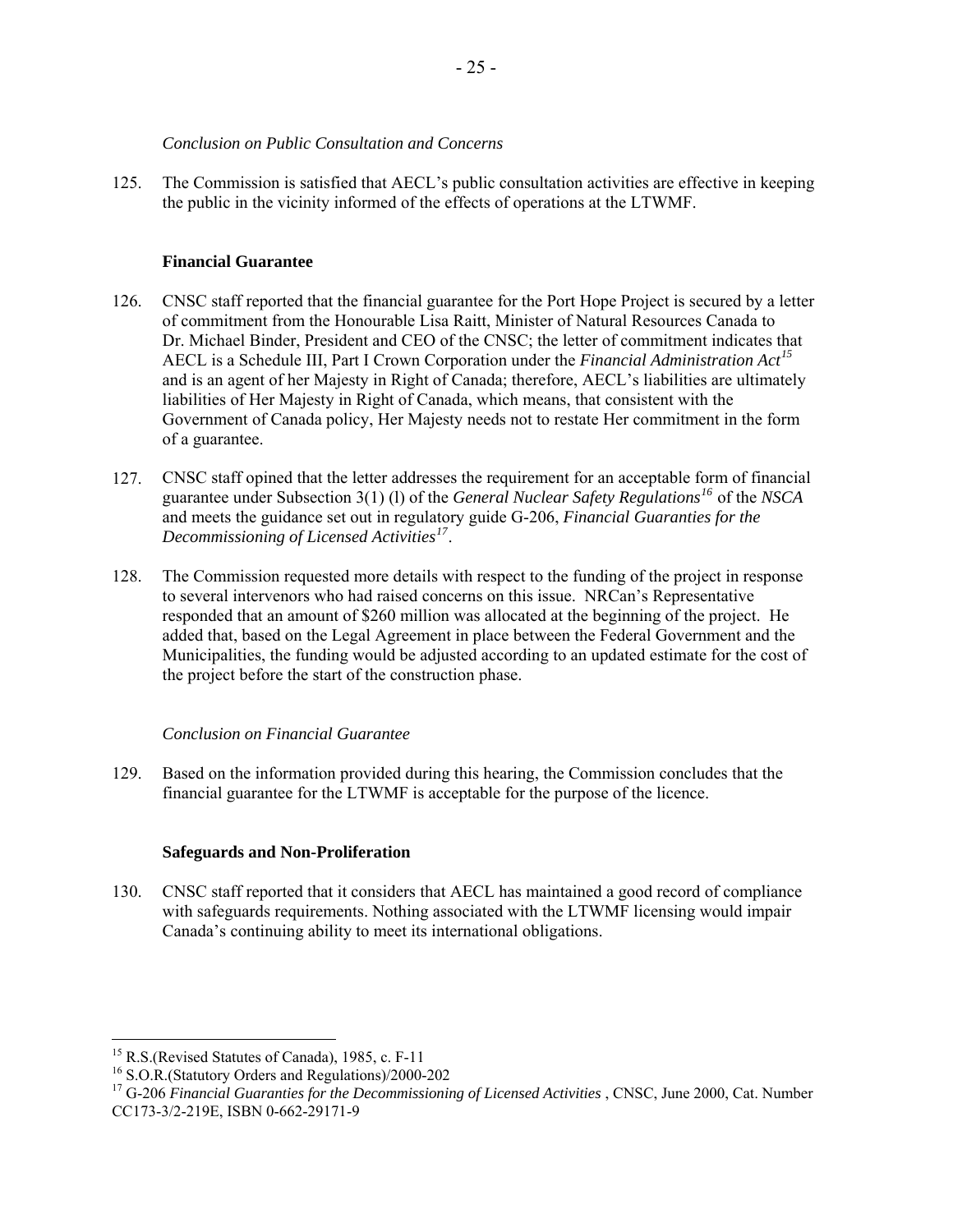*Conclusion on Public Consultation and Concerns*

125. The Commission is satisfied that AECL's public consultation activities are effective in keeping the public in the vicinity informed of the effects of operations at the LTWMF.

**Financial Guarantee**

126. CNSC staff reported that the financial guarantee for the Port Hope Project is secured by a letter of commitment from the Honourable Lisa Raitt, Minister of Natural Resources Canada to Dr. Michael Binder, President and CEO of the CNSC; the letter of commitment indicates that AECL is a Schedule III, Part I Crown Corporation under the *Financial Administration Act*[15] and is an agent of her Majesty in Right of Canada; therefore, AECL's liabilities are ultimately liabilities of Her Majesty in Right of Canada, which means, that consistent with the Government of Canada policy, Her Majesty needs not to restate Her commitment in the form of a guarantee.

127. CNSC staff opined that the letter addresses the requirement for an acceptable form of financial guarantee under Subsection 3(1) (l) of the *General Nuclear Safety Regulations*[16] of the *NSCA* and meets the guidance set out in regulatory guide G-206, *Financial Guaranties for the Decommissioning of Licensed Activities*[17].

128. The Commission requested more details with respect to the funding of the project in response to several intervenors who had raised concerns on this issue. NRCan's Representative responded that an amount of $260 million was allocated at the beginning of the project. He added that, based on the Legal Agreement in place between the Federal Government and the Municipalities, the funding would be adjusted according to an updated estimate for the cost of the project before the start of the construction phase.

*Conclusion on Financial Guarantee*

129. Based on the information provided during this hearing, the Commission concludes that the financial guarantee for the LTWMF is acceptable for the purpose of the licence.

**Safeguards and Non-Proliferation**

130. CNSC staff reported that it considers that AECL has maintained a good record of compliance with safeguards requirements. Nothing associated with the LTWMF licensing would impair Canada's continuing ability to meet its international obligations.

---

[15] R.S.(Revised Statutes of Canada), 1985, c. F-11

[16] S.O.R.(Statutory Orders and Regulations)/2000-202

[17] G-206 *Financial Guaranties for the Decommissioning of Licensed Activities* , CNSC, June 2000, Cat. Number CC173-3/2-219E, ISBN 0-662-29171-9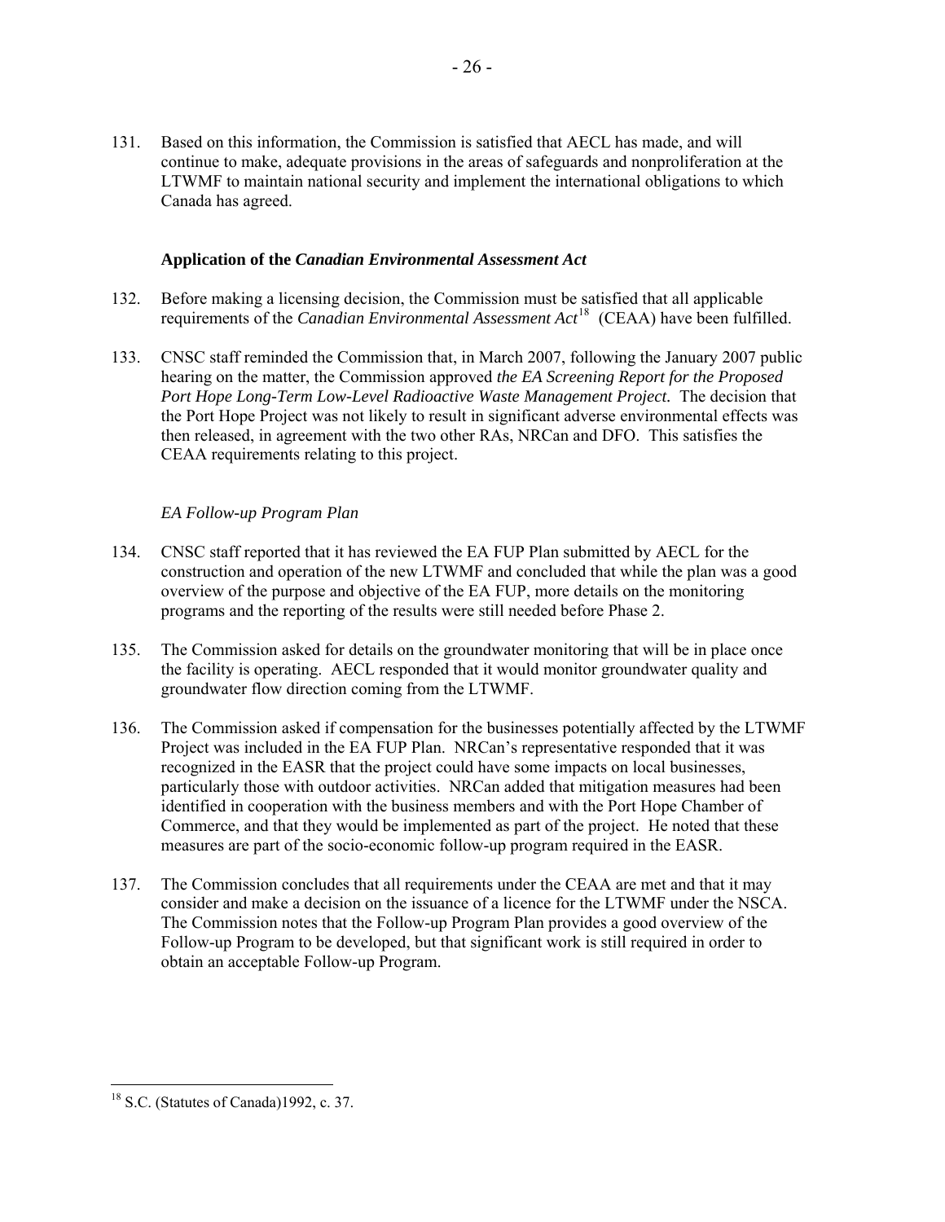131. Based on this information, the Commission is satisfied that AECL has made, and will continue to make, adequate provisions in the areas of safeguards and nonproliferation at the LTWMF to maintain national security and implement the international obligations to which Canada has agreed.

**Application of the *Canadian Environmental Assessment Act***

132. Before making a licensing decision, the Commission must be satisfied that all applicable requirements of the *Canadian Environmental Assessment Act*[18] (CEAA) have been fulfilled.

133. CNSC staff reminded the Commission that, in March 2007, following the January 2007 public hearing on the matter, the Commission approved *the EA Screening Report for the Proposed Port Hope Long-Term Low-Level Radioactive Waste Management Project*. The decision that the Port Hope Project was not likely to result in significant adverse environmental effects was then released, in agreement with the two other RAs, NRCan and DFO. This satisfies the CEAA requirements relating to this project.

*EA Follow-up Program Plan*

134. CNSC staff reported that it has reviewed the EA FUP Plan submitted by AECL for the construction and operation of the new LTWMF and concluded that while the plan was a good overview of the purpose and objective of the EA FUP, more details on the monitoring programs and the reporting of the results were still needed before Phase 2.

135. The Commission asked for details on the groundwater monitoring that will be in place once the facility is operating. AECL responded that it would monitor groundwater quality and groundwater flow direction coming from the LTWMF.

136. The Commission asked if compensation for the businesses potentially affected by the LTWMF Project was included in the EA FUP Plan. NRCan's representative responded that it was recognized in the EASR that the project could have some impacts on local businesses, particularly those with outdoor activities. NRCan added that mitigation measures had been identified in cooperation with the business members and with the Port Hope Chamber of Commerce, and that they would be implemented as part of the project. He noted that these measures are part of the socio-economic follow-up program required in the EASR.

137. The Commission concludes that all requirements under the CEAA are met and that it may consider and make a decision on the issuance of a licence for the LTWMF under the NSCA. The Commission notes that the Follow-up Program Plan provides a good overview of the Follow-up Program to be developed, but that significant work is still required in order to obtain an acceptable Follow-up Program.

---

[18] S.C. (Statutes of Canada)1992, c. 37.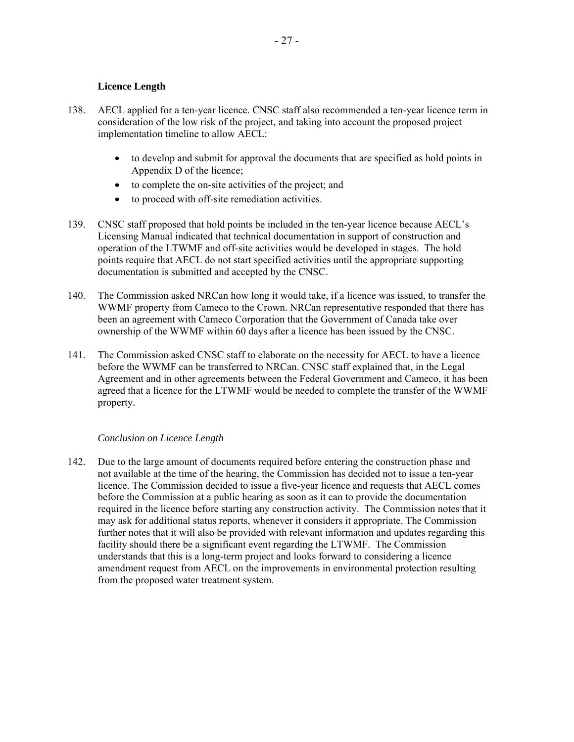**Licence Length**

138. AECL applied for a ten-year licence. CNSC staff also recommended a ten-year licence term in consideration of the low risk of the project, and taking into account the proposed project implementation timeline to allow AECL:

    - to develop and submit for approval the documents that are specified as hold points in Appendix D of the licence;
    - to complete the on-site activities of the project; and
    - to proceed with off-site remediation activities.

139. CNSC staff proposed that hold points be included in the ten-year licence because AECL's Licensing Manual indicated that technical documentation in support of construction and operation of the LTWMF and off-site activities would be developed in stages. The hold points require that AECL do not start specified activities until the appropriate supporting documentation is submitted and accepted by the CNSC.

140. The Commission asked NRCan how long it would take, if a licence was issued, to transfer the WWMF property from Cameco to the Crown. NRCan representative responded that there has been an agreement with Cameco Corporation that the Government of Canada take over ownership of the WWMF within 60 days after a licence has been issued by the CNSC.

141. The Commission asked CNSC staff to elaborate on the necessity for AECL to have a licence before the WWMF can be transferred to NRCan. CNSC staff explained that, in the Legal Agreement and in other agreements between the Federal Government and Cameco, it has been agreed that a licence for the LTWMF would be needed to complete the transfer of the WWMF property.

*Conclusion on Licence Length*

142. Due to the large amount of documents required before entering the construction phase and not available at the time of the hearing, the Commission has decided not to issue a ten-year licence. The Commission decided to issue a five-year licence and requests that AECL comes before the Commission at a public hearing as soon as it can to provide the documentation required in the licence before starting any construction activity. The Commission notes that it may ask for additional status reports, whenever it considers it appropriate. The Commission further notes that it will also be provided with relevant information and updates regarding this facility should there be a significant event regarding the LTWMF. The Commission understands that this is a long-term project and looks forward to considering a licence amendment request from AECL on the improvements in environmental protection resulting from the proposed water treatment system.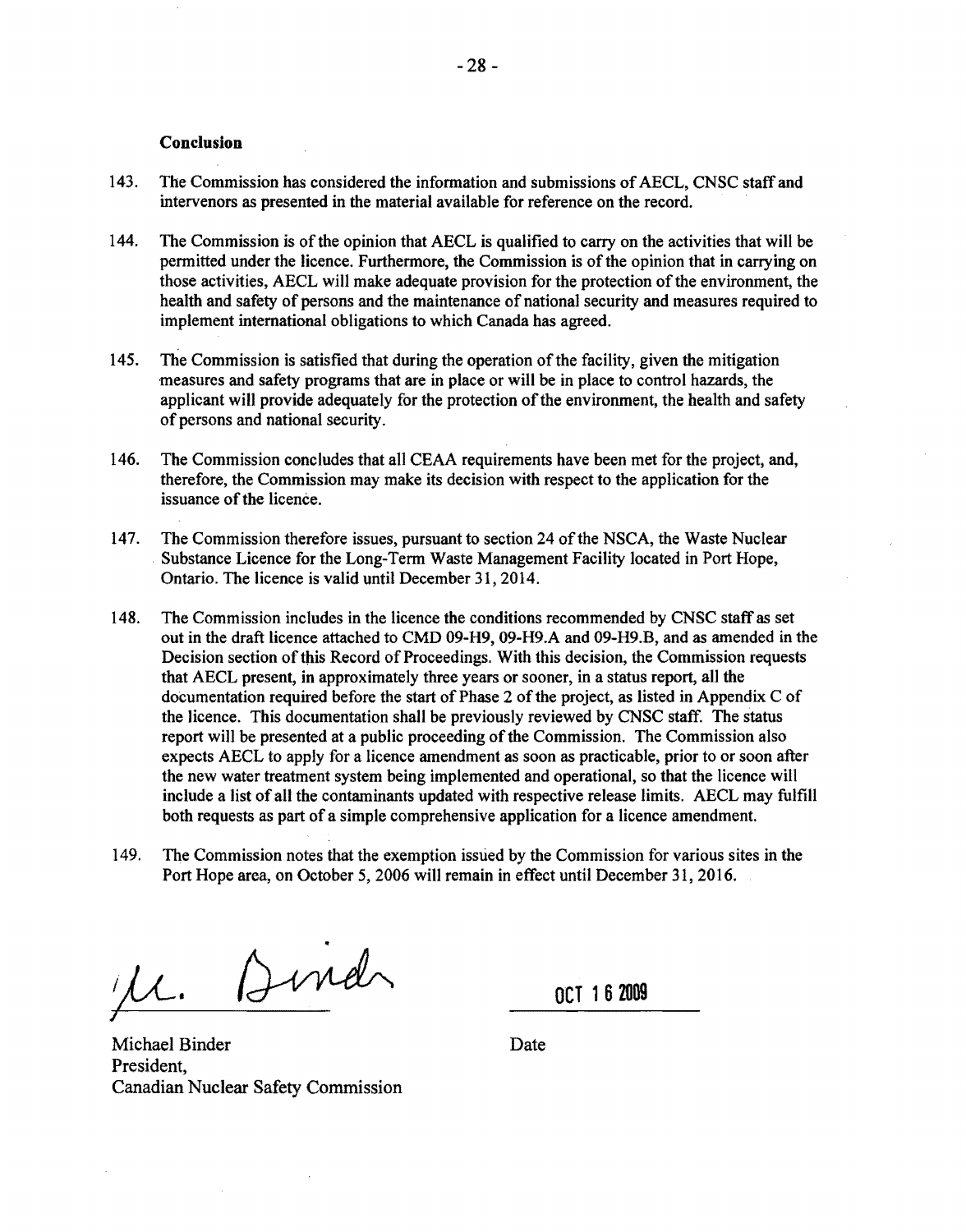**Conclusion**

143. The Commission has considered the information and submissions of AECL, CNSC staff and intervenors as presented in the material available for reference on the record.

144. The Commission is of the opinion that AECL is qualified to carry on the activities that will be permitted under the licence. Furthermore, the Commission is of the opinion that in carrying on those activities, AECL will make adequate provision for the protection of the environment, the health and safety of persons and the maintenance of national security and measures required to implement international obligations to which Canada has agreed.

145. The Commission is satisfied that during the operation of the facility, given the mitigation measures and safety programs that are in place or will be in place to control hazards, the applicant will provide adequately for the protection of the environment, the health and safety of persons and national security.

146. The Commission concludes that all CEAA requirements have been met for the project, and, therefore, the Commission may make its decision with respect to the application for the issuance of the licence.

147. The Commission therefore issues, pursuant to section 24 of the NSCA, the Waste Nuclear Substance Licence for the Long-Term Waste Management Facility located in Port Hope, Ontario. The licence is valid until December 31, 2014.

148. The Commission includes in the licence the conditions recommended by CNSC staff as set out in the draft licence attached to CMD 09-H9, 09-H9.A and 09-H9.B, and as amended in the Decision section of this Record of Proceedings. With this decision, the Commission requests that AECL present, in approximately three years or sooner, in a status report, all the documentation required before the start of Phase 2 of the project, as listed in Appendix C of the licence. This documentation shall be previously reviewed by CNSC staff. The status report will be presented at a public proceeding of the Commission. The Commission also expects AECL to apply for a licence amendment as soon as practicable, prior to or soon after the new water treatment system being implemented and operational, so that the licence will include a list of all the contaminants updated with respective release limits. AECL may fulfill both requests as part of a simple comprehensive application for a licence amendment.

149. The Commission notes that the exemption issued by the Commission for various sites in the Port Hope area, on October 5, 2006 will remain in effect until December 31, 2016.

M. Binder

OCT 16 2009

Michael Binder
President,
Canadian Nuclear Safety Commission

Date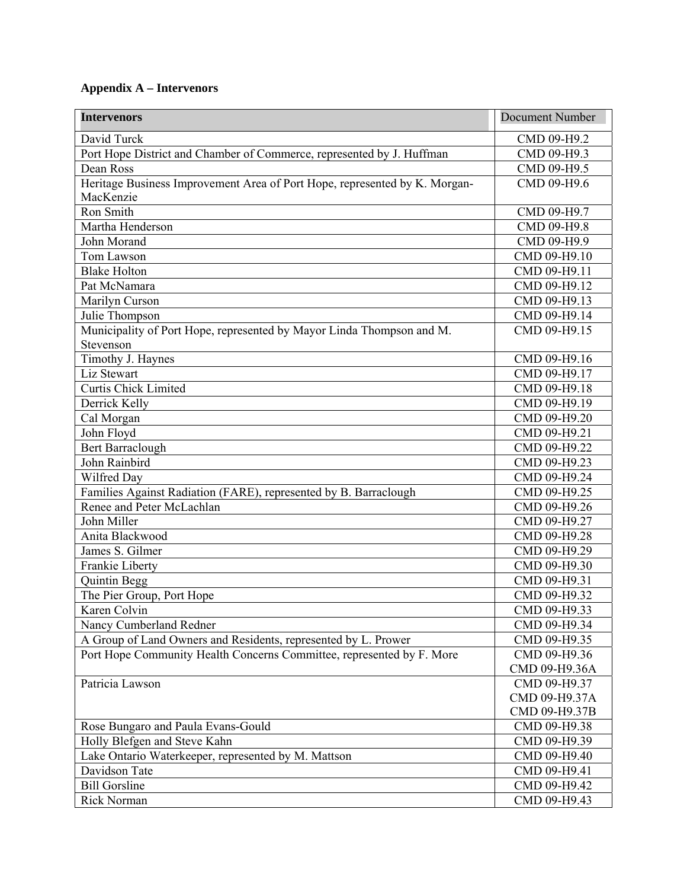**Appendix A – Intervenors**

| Intervenors | Document Number |
|---|---|
| David Turck | CMD 09-H9.2 |
| Port Hope District and Chamber of Commerce, represented by J. Huffman | CMD 09-H9.3 |
| Dean Ross | CMD 09-H9.5 |
| Heritage Business Improvement Area of Port Hope, represented by K. Morgan-MacKenzie | CMD 09-H9.6 |
| Ron Smith | CMD 09-H9.7 |
| Martha Henderson | CMD 09-H9.8 |
| John Morand | CMD 09-H9.9 |
| Tom Lawson | CMD 09-H9.10 |
| Blake Holton | CMD 09-H9.11 |
| Pat McNamara | CMD 09-H9.12 |
| Marilyn Curson | CMD 09-H9.13 |
| Julie Thompson | CMD 09-H9.14 |
| Municipality of Port Hope, represented by Mayor Linda Thompson and M. Stevenson | CMD 09-H9.15 |
| Timothy J. Haynes | CMD 09-H9.16 |
| Liz Stewart | CMD 09-H9.17 |
| Curtis Chick Limited | CMD 09-H9.18 |
| Derrick Kelly | CMD 09-H9.19 |
| Cal Morgan | CMD 09-H9.20 |
| John Floyd | CMD 09-H9.21 |
| Bert Barraclough | CMD 09-H9.22 |
| John Rainbird | CMD 09-H9.23 |
| Wilfred Day | CMD 09-H9.24 |
| Families Against Radiation (FARE), represented by B. Barraclough | CMD 09-H9.25 |
| Renee and Peter McLachlan | CMD 09-H9.26 |
| John Miller | CMD 09-H9.27 |
| Anita Blackwood | CMD 09-H9.28 |
| James S. Gilmer | CMD 09-H9.29 |
| Frankie Liberty | CMD 09-H9.30 |
| Quintin Begg | CMD 09-H9.31 |
| The Pier Group, Port Hope | CMD 09-H9.32 |
| Karen Colvin | CMD 09-H9.33 |
| Nancy Cumberland Redner | CMD 09-H9.34 |
| A Group of Land Owners and Residents, represented by L. Prower | CMD 09-H9.35 |
| Port Hope Community Health Concerns Committee, represented by F. More | CMD 09-H9.36<br>CMD 09-H9.36A |
| Patricia Lawson | CMD 09-H9.37<br>CMD 09-H9.37A<br>CMD 09-H9.37B |
| Rose Bungaro and Paula Evans-Gould | CMD 09-H9.38 |
| Holly Blefgen and Steve Kahn | CMD 09-H9.39 |
| Lake Ontario Waterkeeper, represented by M. Mattson | CMD 09-H9.40 |
| Davidson Tate | CMD 09-H9.41 |
| Bill Gorsline | CMD 09-H9.42 |
| Rick Norman | CMD 09-H9.43 |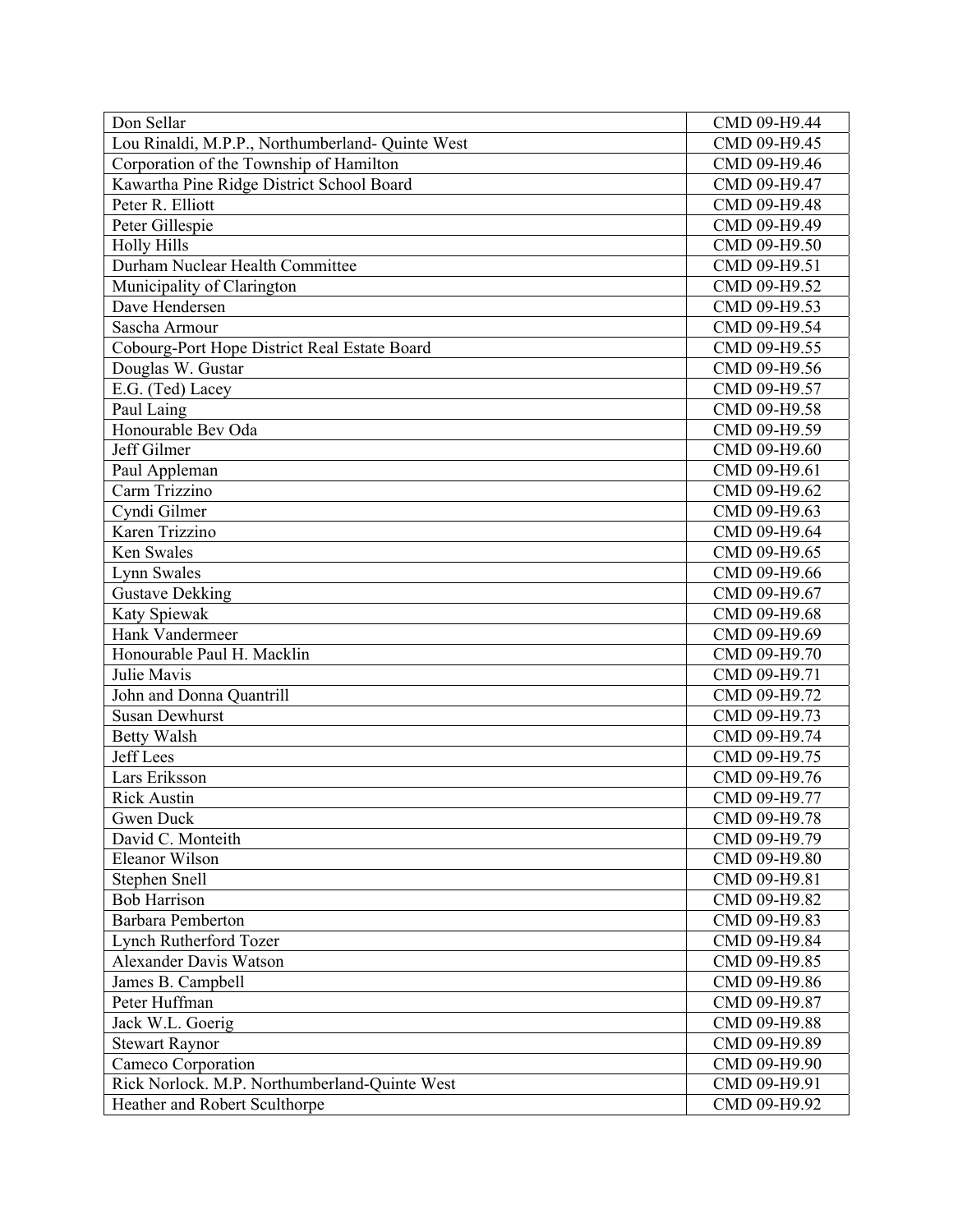| | |
|---|---|
| Don Sellar | CMD 09-H9.44 |
| Lou Rinaldi, M.P.P., Northumberland- Quinte West | CMD 09-H9.45 |
| Corporation of the Township of Hamilton | CMD 09-H9.46 |
| Kawartha Pine Ridge District School Board | CMD 09-H9.47 |
| Peter R. Elliott | CMD 09-H9.48 |
| Peter Gillespie | CMD 09-H9.49 |
| Holly Hills | CMD 09-H9.50 |
| Durham Nuclear Health Committee | CMD 09-H9.51 |
| Municipality of Clarington | CMD 09-H9.52 |
| Dave Hendersen | CMD 09-H9.53 |
| Sascha Armour | CMD 09-H9.54 |
| Cobourg-Port Hope District Real Estate Board | CMD 09-H9.55 |
| Douglas W. Gustar | CMD 09-H9.56 |
| E.G. (Ted) Lacey | CMD 09-H9.57 |
| Paul Laing | CMD 09-H9.58 |
| Honourable Bev Oda | CMD 09-H9.59 |
| Jeff Gilmer | CMD 09-H9.60 |
| Paul Appleman | CMD 09-H9.61 |
| Carm Trizzino | CMD 09-H9.62 |
| Cyndi Gilmer | CMD 09-H9.63 |
| Karen Trizzino | CMD 09-H9.64 |
| Ken Swales | CMD 09-H9.65 |
| Lynn Swales | CMD 09-H9.66 |
| Gustave Dekking | CMD 09-H9.67 |
| Katy Spiewak | CMD 09-H9.68 |
| Hank Vandermeer | CMD 09-H9.69 |
| Honourable Paul H. Macklin | CMD 09-H9.70 |
| Julie Mavis | CMD 09-H9.71 |
| John and Donna Quantrill | CMD 09-H9.72 |
| Susan Dewhurst | CMD 09-H9.73 |
| Betty Walsh | CMD 09-H9.74 |
| Jeff Lees | CMD 09-H9.75 |
| Lars Eriksson | CMD 09-H9.76 |
| Rick Austin | CMD 09-H9.77 |
| Gwen Duck | CMD 09-H9.78 |
| David C. Monteith | CMD 09-H9.79 |
| Eleanor Wilson | CMD 09-H9.80 |
| Stephen Snell | CMD 09-H9.81 |
| Bob Harrison | CMD 09-H9.82 |
| Barbara Pemberton | CMD 09-H9.83 |
| Lynch Rutherford Tozer | CMD 09-H9.84 |
| Alexander Davis Watson | CMD 09-H9.85 |
| James B. Campbell | CMD 09-H9.86 |
| Peter Huffman | CMD 09-H9.87 |
| Jack W.L. Goerig | CMD 09-H9.88 |
| Stewart Raynor | CMD 09-H9.89 |
| Cameco Corporation | CMD 09-H9.90 |
| Rick Norlock. M.P. Northumberland-Quinte West | CMD 09-H9.91 |
| Heather and Robert Sculthorpe | CMD 09-H9.92 |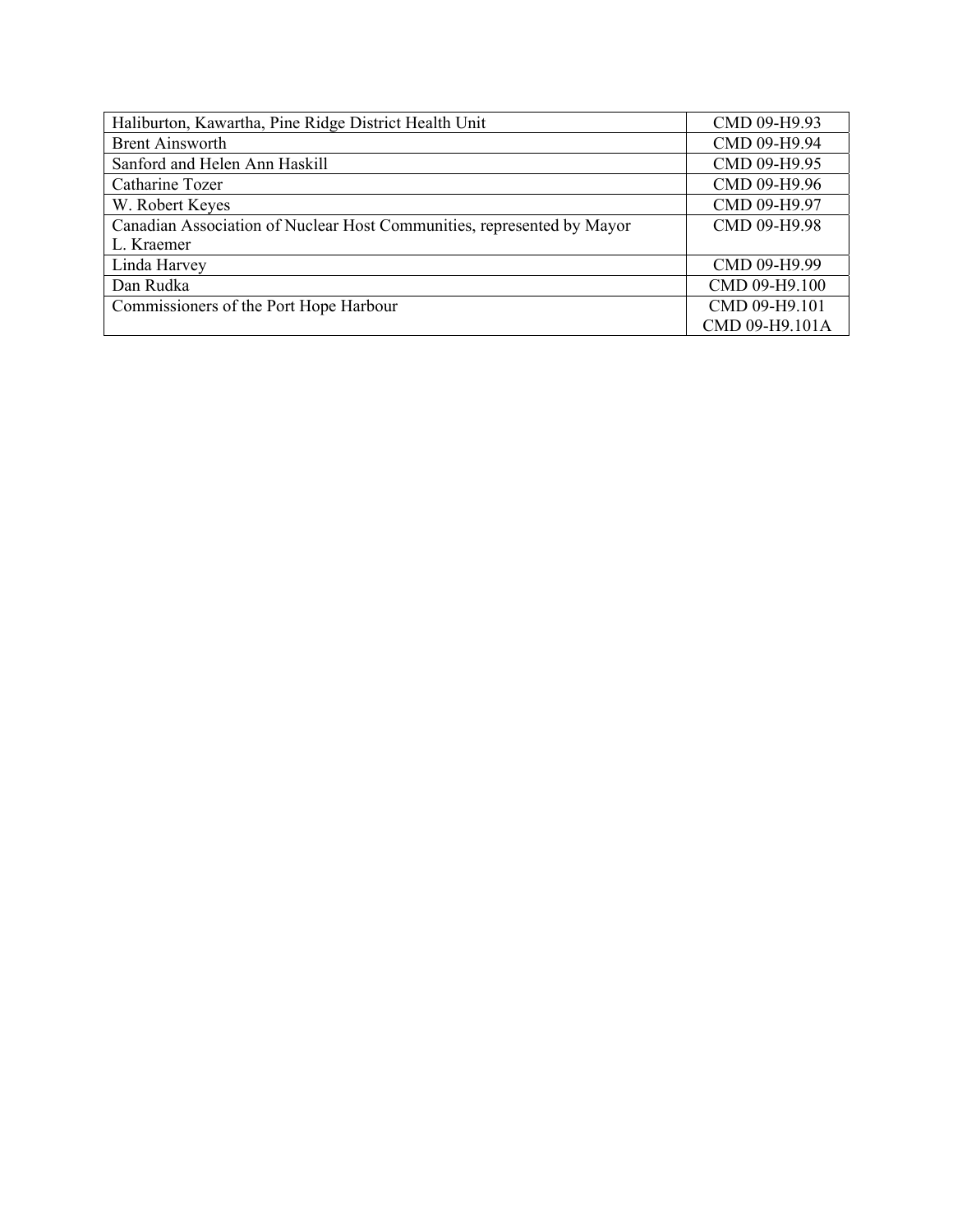| | |
|---|---|
| Haliburton, Kawartha, Pine Ridge District Health Unit | CMD 09-H9.93 |
| Brent Ainsworth | CMD 09-H9.94 |
| Sanford and Helen Ann Haskill | CMD 09-H9.95 |
| Catharine Tozer | CMD 09-H9.96 |
| W. Robert Keyes | CMD 09-H9.97 |
| Canadian Association of Nuclear Host Communities, represented by Mayor L. Kraemer | CMD 09-H9.98 |
| Linda Harvey | CMD 09-H9.99 |
| Dan Rudka | CMD 09-H9.100 |
| Commissioners of the Port Hope Harbour | CMD 09-H9.101<br>CMD 09-H9.101A |